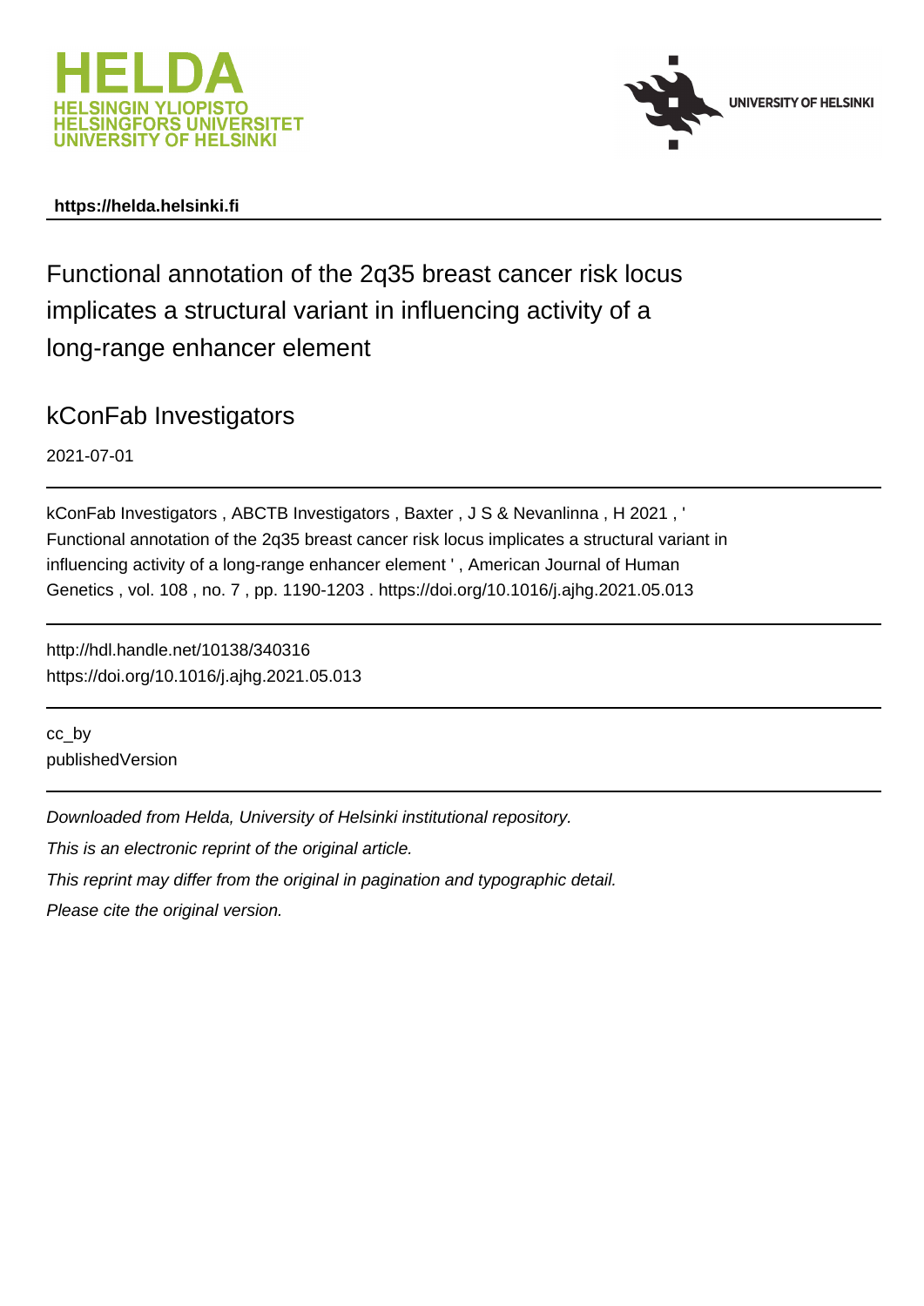HELDA
HELSINGIN YLIOPISTO
HELSINGFORS UNIVERSITET
UNIVERSITY OF HELSINKI

UNIVERSITY OF HELSINKI

**https://helda.helsinki.fi**

# Functional annotation of the 2q35 breast cancer risk locus implicates a structural variant in influencing activity of a long-range enhancer element

## kConFab Investigators

2021-07-01

kConFab Investigators , ABCTB Investigators , Baxter , J S & Nevanlinna , H 2021 , ' Functional annotation of the 2q35 breast cancer risk locus implicates a structural variant in influencing activity of a long-range enhancer element ' , American Journal of Human Genetics , vol. 108 , no. 7 , pp. 1190-1203 . https://doi.org/10.1016/j.ajhg.2021.05.013

http://hdl.handle.net/10138/340316
https://doi.org/10.1016/j.ajhg.2021.05.013

cc_by
publishedVersion

*Downloaded from Helda, University of Helsinki institutional repository.*

*This is an electronic reprint of the original article.*

*This reprint may differ from the original in pagination and typographic detail.*

*Please cite the original version.*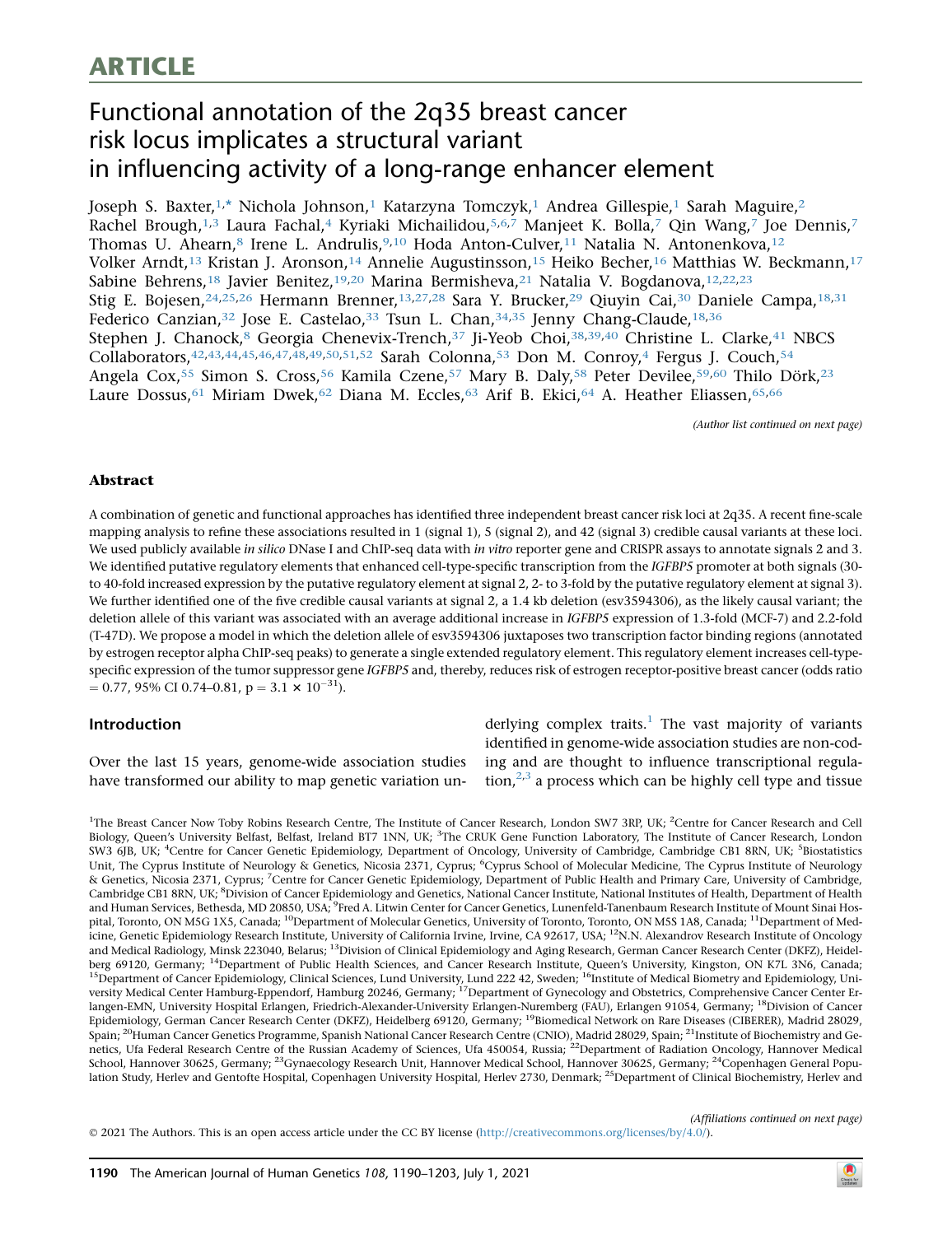# ARTICLE

# Functional annotation of the 2q35 breast cancer risk locus implicates a structural variant in influencing activity of a long-range enhancer element

Joseph S. Baxter,[1,*] Nichola Johnson,[1] Katarzyna Tomczyk,[1] Andrea Gillespie,[1] Sarah Maguire,[2] Rachel Brough,[1,3] Laura Fachal,[4] Kyriaki Michailidou,[5,6,7] Manjeet K. Bolla,[7] Qin Wang,[7] Joe Dennis,[7] Thomas U. Ahearn,[8] Irene L. Andrulis,[9,10] Hoda Anton-Culver,[11] Natalia N. Antonenkova,[12] Volker Arndt,[13] Kristan J. Aronson,[14] Annelie Augustinsson,[15] Heiko Becher,[16] Matthias W. Beckmann,[17] Sabine Behrens,[18] Javier Benitez,[19,20] Marina Bermisheva,[21] Natalia V. Bogdanova,[12,22,23] Stig E. Bojesen,[24,25,26] Hermann Brenner,[13,27,28] Sara Y. Brucker,[29] Qiuyin Cai,[30] Daniele Campa,[18,31] Federico Canzian,[32] Jose E. Castelao,[33] Tsun L. Chan,[34,35] Jenny Chang-Claude,[18,36] Stephen J. Chanock,[8] Georgia Chenevix-Trench,[37] Ji-Yeob Choi,[38,39,40] Christine L. Clarke,[41] NBCS Collaborators,[42,43,44,45,46,47,48,49,50,51,52] Sarah Colonna,[53] Don M. Conroy,[4] Fergus J. Couch,[54] Angela Cox,[55] Simon S. Cross,[56] Kamila Czene,[57] Mary B. Daly,[58] Peter Devilee,[59,60] Thilo Dörk,[23] Laure Dossus,[61] Miriam Dwek,[62] Diana M. Eccles,[63] Arif B. Ekici,[64] A. Heather Eliassen,[65,66]

*(Author list continued on next page)*

## Abstract

A combination of genetic and functional approaches has identified three independent breast cancer risk loci at 2q35. A recent fine-scale mapping analysis to refine these associations resulted in 1 (signal 1), 5 (signal 2), and 42 (signal 3) credible causal variants at these loci. We used publicly available *in silico* DNase I and ChIP-seq data with *in vitro* reporter gene and CRISPR assays to annotate signals 2 and 3. We identified putative regulatory elements that enhanced cell-type-specific transcription from the *IGFBP5* promoter at both signals (30- to 40-fold increased expression by the putative regulatory element at signal 2, 2- to 3-fold by the putative regulatory element at signal 3). We further identified one of the five credible causal variants at signal 2, a 1.4 kb deletion (esv3594306), as the likely causal variant; the deletion allele of this variant was associated with an average additional increase in *IGFBP5* expression of 1.3-fold (MCF-7) and 2.2-fold (T-47D). We propose a model in which the deletion allele of esv3594306 juxtaposes two transcription factor binding regions (annotated by estrogen receptor alpha ChIP-seq peaks) to generate a single extended regulatory element. This regulatory element increases cell-type-specific expression of the tumor suppressor gene *IGFBP5* and, thereby, reduces risk of estrogen receptor-positive breast cancer (odds ratio = 0.77, 95% CI 0.74–0.81, p = $3.1 \times 10^{-31}$).

## Introduction

Over the last 15 years, genome-wide association studies have transformed our ability to map genetic variation underlying complex traits.[1] The vast majority of variants identified in genome-wide association studies are non-coding and are thought to influence transcriptional regulation,[2,3] a process which can be highly cell type and tissue

[1]The Breast Cancer Now Toby Robins Research Centre, The Institute of Cancer Research, London SW7 3RP, UK; [2]Centre for Cancer Research and Cell Biology, Queen's University Belfast, Belfast, Ireland BT7 1NN, UK; [3]The CRUK Gene Function Laboratory, The Institute of Cancer Research, London SW3 6JB, UK; [4]Centre for Cancer Genetic Epidemiology, Department of Oncology, University of Cambridge, Cambridge CB1 8RN, UK; [5]Biostatistics Unit, The Cyprus Institute of Neurology & Genetics, Nicosia 2371, Cyprus; [6]Cyprus School of Molecular Medicine, The Cyprus Institute of Neurology & Genetics, Nicosia 2371, Cyprus; [7]Centre for Cancer Genetic Epidemiology, Department of Public Health and Primary Care, University of Cambridge, Cambridge CB1 8RN, UK; [8]Division of Cancer Epidemiology and Genetics, National Cancer Institute, National Institutes of Health, Department of Health and Human Services, Bethesda, MD 20850, USA; [9]Fred A. Litwin Center for Cancer Genetics, Lunenfeld-Tanenbaum Research Institute of Mount Sinai Hospital, Toronto, ON M5G 1X5, Canada; [10]Department of Molecular Genetics, University of Toronto, Toronto, ON M5S 1A8, Canada; [11]Department of Medicine, Genetic Epidemiology Research Institute, University of California Irvine, Irvine, CA 92617, USA; [12]N.N. Alexandrov Research Institute of Oncology and Medical Radiology, Minsk 223040, Belarus; [13]Division of Clinical Epidemiology and Aging Research, German Cancer Research Center (DKFZ), Heidelberg 69120, Germany; [14]Department of Public Health Sciences, and Cancer Research Institute, Queen's University, Kingston, ON K7L 3N6, Canada; [15]Department of Cancer Epidemiology, Clinical Sciences, Lund University, Lund 222 42, Sweden; [16]Institute of Medical Biometry and Epidemiology, University Medical Center Hamburg-Eppendorf, Hamburg 20246, Germany; [17]Department of Gynecology and Obstetrics, Comprehensive Cancer Center Erlangen-EMN, University Hospital Erlangen, Friedrich-Alexander-University Erlangen-Nuremberg (FAU), Erlangen 91054, Germany; [18]Division of Cancer Epidemiology, German Cancer Research Center (DKFZ), Heidelberg 69120, Germany; [19]Biomedical Network on Rare Diseases (CIBERER), Madrid 28029, Spain; [20]Human Cancer Genetics Programme, Spanish National Cancer Research Centre (CNIO), Madrid 28029, Spain; [21]Institute of Biochemistry and Genetics, Ufa Federal Research Centre of the Russian Academy of Sciences, Ufa 450054, Russia; [22]Department of Radiation Oncology, Hannover Medical School, Hannover 30625, Germany; [23]Gynaecology Research Unit, Hannover Medical School, Hannover 30625, Germany; [24]Copenhagen General Population Study, Herlev and Gentofte Hospital, Copenhagen University Hospital, Herlev 2730, Denmark; [25]Department of Clinical Biochemistry, Herlev and

*(Affiliations continued on next page)*

© 2021 The Authors. This is an open access article under the CC BY license (http://creativecommons.org/licenses/by/4.0/).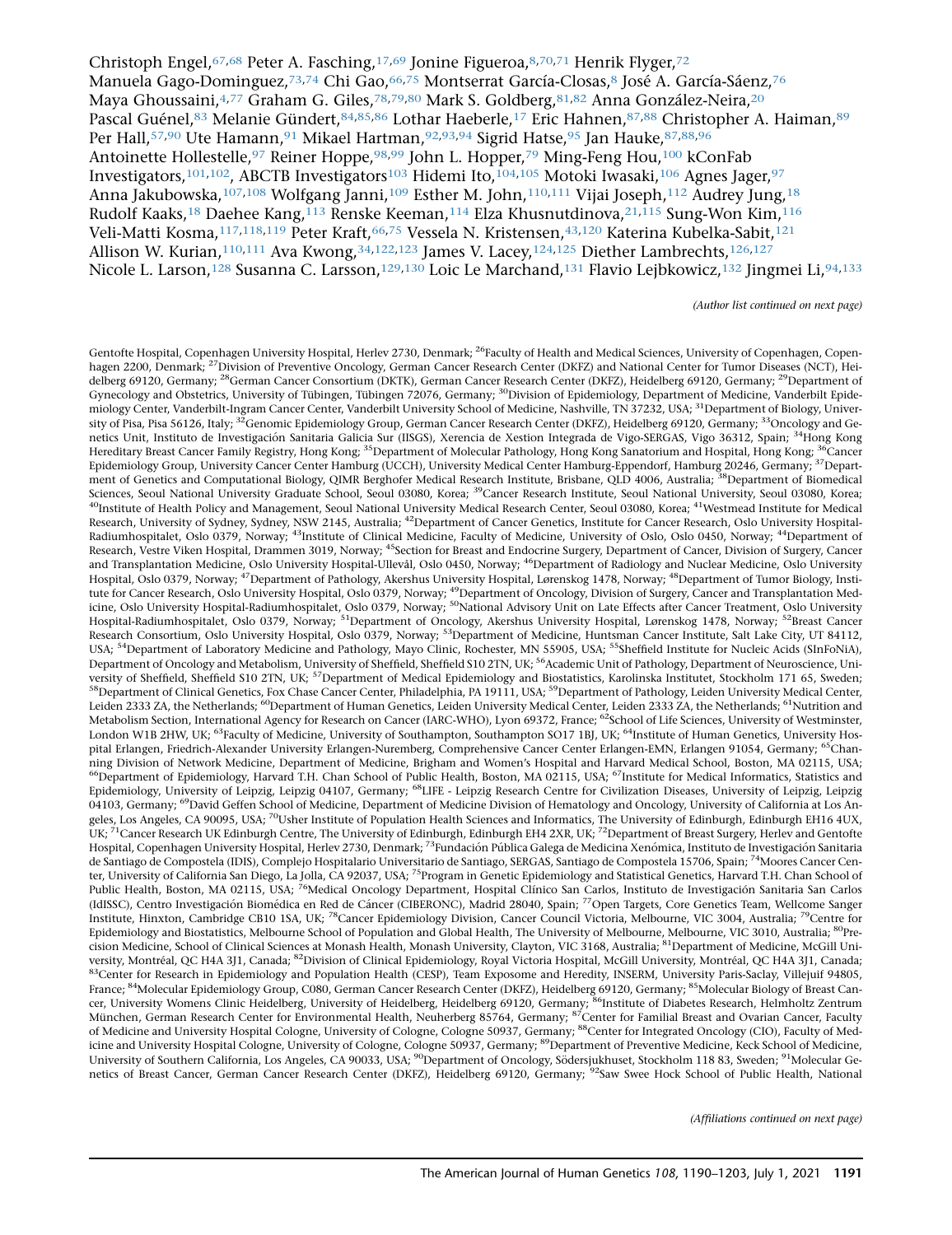Christoph Engel,[67,68] Peter A. Fasching,[17,69] Jonine Figueroa,[8,70,71] Henrik Flyger,[72] Manuela Gago-Dominguez,[73,74] Chi Gao,[66,75] Montserrat García-Closas,[8] José A. García-Sáenz,[76] Maya Ghoussaini,[4,77] Graham G. Giles,[78,79,80] Mark S. Goldberg,[81,82] Anna González-Neira,[20] Pascal Guénel,[83] Melanie Gündert,[84,85,86] Lothar Haeberle,[17] Eric Hahnen,[87,88] Christopher A. Haiman,[89] Per Hall,[57,90] Ute Hamann,[91] Mikael Hartman,[92,93,94] Sigrid Hatse,[95] Jan Hauke,[87,88,96] Antoinette Hollestelle,[97] Reiner Hoppe,[98,99] John L. Hopper,[79] Ming-Feng Hou,[100] kConFab Investigators,[101,102], ABCTB Investigators[103] Hidemi Ito,[104,105] Motoki Iwasaki,[106] Agnes Jager,[97] Anna Jakubowska,[107,108] Wolfgang Janni,[109] Esther M. John,[110,111] Vijai Joseph,[112] Audrey Jung,[18] Rudolf Kaaks,[18] Daehee Kang,[113] Renske Keeman,[114] Elza Khusnutdinova,[21,115] Sung-Won Kim,[116] Veli-Matti Kosma,[117,118,119] Peter Kraft,[66,75] Vessela N. Kristensen,[43,120] Katerina Kubelka-Sabit,[121] Allison W. Kurian,[110,111] Ava Kwong,[34,122,123] James V. Lacey,[124,125] Diether Lambrechts,[126,127] Nicole L. Larson,[128] Susanna C. Larsson,[129,130] Loic Le Marchand,[131] Flavio Lejbkowicz,[132] Jingmei Li,[94,133]

*(Author list continued on next page)*

Gentofte Hospital, Copenhagen University Hospital, Herlev 2730, Denmark; [26]Faculty of Health and Medical Sciences, University of Copenhagen, Copenhagen 2200, Denmark; [27]Division of Preventive Oncology, German Cancer Research Center (DKFZ) and National Center for Tumor Diseases (NCT), Heidelberg 69120, Germany; [28]German Cancer Consortium (DKTK), German Cancer Research Center (DKFZ), Heidelberg 69120, Germany; [29]Department of Gynecology and Obstetrics, University of Tübingen, Tübingen 72076, Germany; [30]Division of Epidemiology, Department of Medicine, Vanderbilt Epidemiology Center, Vanderbilt-Ingram Cancer Center, Vanderbilt University School of Medicine, Nashville, TN 37232, USA; [31]Department of Biology, University of Pisa, Pisa 56126, Italy; [32]Genomic Epidemiology Group, German Cancer Research Center (DKFZ), Heidelberg 69120, Germany; [33]Oncology and Genetics Unit, Instituto de Investigación Sanitaria Galicia Sur (IISGS), Xerencia de Xestion Integrada de Vigo-SERGAS, Vigo 36312, Spain; [34]Hong Kong Hereditary Breast Cancer Family Registry, Hong Kong; [35]Department of Molecular Pathology, Hong Kong Sanatorium and Hospital, Hong Kong; [36]Cancer Epidemiology Group, University Cancer Center Hamburg (UCCH), University Medical Center Hamburg-Eppendorf, Hamburg 20246, Germany; [37]Department of Genetics and Computational Biology, QIMR Berghofer Medical Research Institute, Brisbane, QLD 4006, Australia; [38]Department of Biomedical Sciences, Seoul National University Graduate School, Seoul 03080, Korea; [39]Cancer Research Institute, Seoul National University, Seoul 03080, Korea; [40]Institute of Health Policy and Management, Seoul National University Medical Research Center, Seoul 03080, Korea; [41]Westmead Institute for Medical Research, University of Sydney, Sydney, NSW 2145, Australia; [42]Department of Cancer Genetics, Institute for Cancer Research, Oslo University Hospital-Radiumhospitalet, Oslo 0379, Norway; [43]Institute of Clinical Medicine, Faculty of Medicine, University of Oslo, Oslo 0450, Norway; [44]Department of Research, Vestre Viken Hospital, Drammen 3019, Norway; [45]Section for Breast and Endocrine Surgery, Department of Cancer, Division of Surgery, Cancer and Transplantation Medicine, Oslo University Hospital-Ullevål, Oslo 0450, Norway; [46]Department of Radiology and Nuclear Medicine, Oslo University Hospital, Oslo 0379, Norway; [47]Department of Pathology, Akershus University Hospital, Lørenskog 1478, Norway; [48]Department of Tumor Biology, Institute for Cancer Research, Oslo University Hospital, Oslo 0379, Norway; [49]Department of Oncology, Division of Surgery, Cancer and Transplantation Medicine, Oslo University Hospital-Radiumhospitalet, Oslo 0379, Norway; [50]National Advisory Unit on Late Effects after Cancer Treatment, Oslo University Hospital-Radiumhospitalet, Oslo 0379, Norway; [51]Department of Oncology, Akershus University Hospital, Lørenskog 1478, Norway; [52]Breast Cancer Research Consortium, Oslo University Hospital, Oslo 0379, Norway; [53]Department of Medicine, Huntsman Cancer Institute, Salt Lake City, UT 84112, USA; [54]Department of Laboratory Medicine and Pathology, Mayo Clinic, Rochester, MN 55905, USA; [55]Sheffield Institute for Nucleic Acids (SInFoNiA), Department of Oncology and Metabolism, University of Sheffield, Sheffield S10 2TN, UK; [56]Academic Unit of Pathology, Department of Neuroscience, University of Sheffield, Sheffield S10 2TN, UK; [57]Department of Medical Epidemiology and Biostatistics, Karolinska Institutet, Stockholm 171 65, Sweden; [58]Department of Clinical Genetics, Fox Chase Cancer Center, Philadelphia, PA 19111, USA; [59]Department of Pathology, Leiden University Medical Center, Leiden 2333 ZA, the Netherlands; [60]Department of Human Genetics, Leiden University Medical Center, Leiden 2333 ZA, the Netherlands; [61]Nutrition and Metabolism Section, International Agency for Research on Cancer (IARC-WHO), Lyon 69372, France; [62]School of Life Sciences, University of Westminster, London W1B 2HW, UK; [63]Faculty of Medicine, University of Southampton, Southampton SO17 1BJ, UK; [64]Institute of Human Genetics, University Hospital Erlangen, Friedrich-Alexander University Erlangen-Nuremberg, Comprehensive Cancer Center Erlangen-EMN, Erlangen 91054, Germany; [65]Channing Division of Network Medicine, Department of Medicine, Brigham and Women's Hospital and Harvard Medical School, Boston, MA 02115, USA; [66]Department of Epidemiology, Harvard T.H. Chan School of Public Health, Boston, MA 02115, USA; [67]Institute for Medical Informatics, Statistics and Epidemiology, University of Leipzig, Leipzig 04107, Germany; [68]LIFE - Leipzig Research Centre for Civilization Diseases, University of Leipzig, Leipzig 04103, Germany; [69]David Geffen School of Medicine, Department of Medicine Division of Hematology and Oncology, University of California at Los Angeles, Los Angeles, CA 90095, USA; [70]Usher Institute of Population Health Sciences and Informatics, The University of Edinburgh, Edinburgh EH16 4UX, UK; [71]Cancer Research UK Edinburgh Centre, The University of Edinburgh, Edinburgh EH4 2XR, UK; [72]Department of Breast Surgery, Herlev and Gentofte Hospital, Copenhagen University Hospital, Herlev 2730, Denmark; [73]Fundación Pública Galega de Medicina Xenómica, Instituto de Investigación Sanitaria de Santiago de Compostela (IDIS), Complejo Hospitalario Universitario de Santiago, SERGAS, Santiago de Compostela 15706, Spain; [74]Moores Cancer Center, University of California San Diego, La Jolla, CA 92037, USA; [75]Program in Genetic Epidemiology and Statistical Genetics, Harvard T.H. Chan School of Public Health, Boston, MA 02115, USA; [76]Medical Oncology Department, Hospital Clínico San Carlos, Instituto de Investigación Sanitaria San Carlos (IdISSC), Centro Investigación Biomédica en Red de Cáncer (CIBERONC), Madrid 28040, Spain; [77]Open Targets, Core Genetics Team, Wellcome Sanger Institute, Hinxton, Cambridge CB10 1SA, UK; [78]Cancer Epidemiology Division, Cancer Council Victoria, Melbourne, VIC 3004, Australia; [79]Centre for Epidemiology and Biostatistics, Melbourne School of Population and Global Health, The University of Melbourne, Melbourne, VIC 3010, Australia; [80]Precision Medicine, School of Clinical Sciences at Monash Health, Monash University, Clayton, VIC 3168, Australia; [81]Department of Medicine, McGill University, Montréal, QC H4A 3J1, Canada; [82]Division of Clinical Epidemiology, Royal Victoria Hospital, McGill University, Montréal, QC H4A 3J1, Canada; [83]Center for Research in Epidemiology and Population Health (CESP), Team Exposome and Heredity, INSERM, University Paris-Saclay, Villejuif 94805, France; [84]Molecular Epidemiology Group, C080, German Cancer Research Center (DKFZ), Heidelberg 69120, Germany; [85]Molecular Biology of Breast Cancer, University Womens Clinic Heidelberg, University of Heidelberg, Heidelberg 69120, Germany; [86]Institute of Diabetes Research, Helmholtz Zentrum München, German Research Center for Environmental Health, Neuherberg 85764, Germany; [87]Center for Familial Breast and Ovarian Cancer, Faculty of Medicine and University Hospital Cologne, University of Cologne, Cologne 50937, Germany; [88]Center for Integrated Oncology (CIO), Faculty of Medicine and University Hospital Cologne, University of Cologne, Cologne 50937, Germany; [89]Department of Preventive Medicine, Keck School of Medicine, University of Southern California, Los Angeles, CA 90033, USA; [90]Department of Oncology, Södersjukhuset, Stockholm 118 83, Sweden; [91]Molecular Genetics of Breast Cancer, German Cancer Research Center (DKFZ), Heidelberg 69120, Germany; [92]Saw Swee Hock School of Public Health, National

*(Affiliations continued on next page)*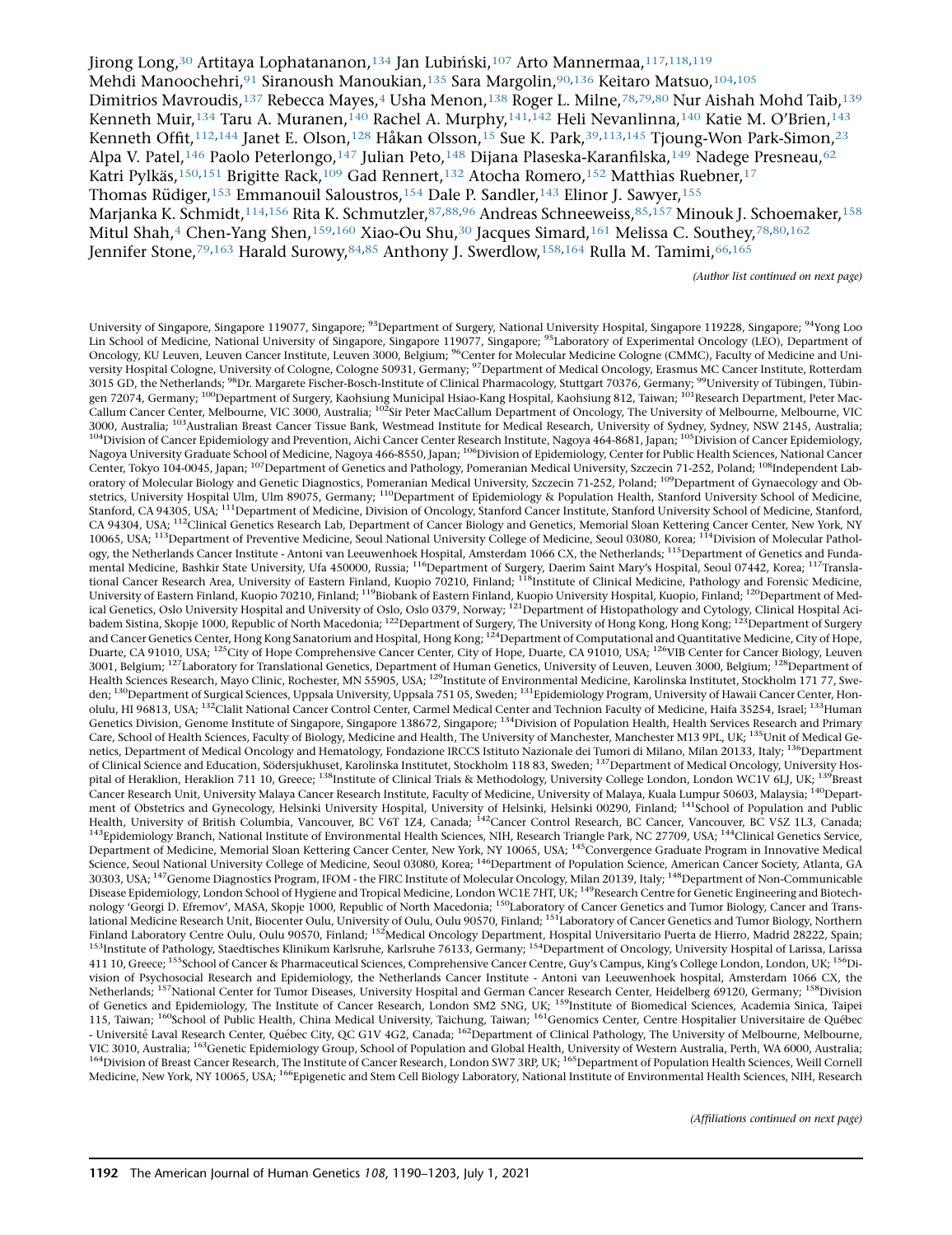Jirong Long,[30] Artitaya Lophatananon,[134] Jan Lubiński,[107] Arto Mannermaa,[117,118,119] Mehdi Manoochehri,[91] Siranoush Manoukian,[135] Sara Margolin,[90,136] Keitaro Matsuo,[104,105] Dimitrios Mavroudis,[137] Rebecca Mayes,[4] Usha Menon,[138] Roger L. Milne,[78,79,80] Nur Aishah Mohd Taib,[139] Kenneth Muir,[134] Taru A. Muranen,[140] Rachel A. Murphy,[141,142] Heli Nevanlinna,[140] Katie M. O'Brien,[143] Kenneth Offit,[112,144] Janet E. Olson,[128] Håkan Olsson,[15] Sue K. Park,[39,113,145] Tjoung-Won Park-Simon,[23] Alpa V. Patel,[146] Paolo Peterlongo,[147] Julian Peto,[148] Dijana Plaseska-Karanfilska,[149] Nadege Presneau,[62] Katri Pylkäs,[150,151] Brigitte Rack,[109] Gad Rennert,[132] Atocha Romero,[152] Matthias Ruebner,[17] Thomas Rüdiger,[153] Emmanouil Saloustros,[154] Dale P. Sandler,[143] Elinor J. Sawyer,[155] Marjanka K. Schmidt,[114,156] Rita K. Schmutzler,[87,88,96] Andreas Schneeweiss,[85,157] Minouk J. Schoemaker,[158] Mitul Shah,[4] Chen-Yang Shen,[159,160] Xiao-Ou Shu,[30] Jacques Simard,[161] Melissa C. Southey,[78,80,162] Jennifer Stone,[79,163] Harald Surowy,[84,85] Anthony J. Swerdlow,[158,164] Rulla M. Tamimi,[66,165]

*(Author list continued on next page)*

University of Singapore, Singapore 119077, Singapore; [93]Department of Surgery, National University Hospital, Singapore 119228, Singapore; [94]Yong Loo Lin School of Medicine, National University of Singapore, Singapore 119077, Singapore; [95]Laboratory of Experimental Oncology (LEO), Department of Oncology, KU Leuven, Leuven Cancer Institute, Leuven 3000, Belgium; [96]Center for Molecular Medicine Cologne (CMMC), Faculty of Medicine and University Hospital Cologne, University of Cologne, Cologne 50931, Germany; [97]Department of Medical Oncology, Erasmus MC Cancer Institute, Rotterdam 3015 GD, the Netherlands; [98]Dr. Margarete Fischer-Bosch-Institute of Clinical Pharmacology, Stuttgart 70376, Germany; [99]University of Tübingen, Tübingen 72074, Germany; [100]Department of Surgery, Kaohsiung Municipal Hsiao-Kang Hospital, Kaohsiung 812, Taiwan; [101]Research Department, Peter MacCallum Cancer Center, Melbourne, VIC 3000, Australia; [102]Sir Peter MacCallum Department of Oncology, The University of Melbourne, Melbourne, VIC 3000, Australia; [103]Australian Breast Cancer Tissue Bank, Westmead Institute for Medical Research, University of Sydney, Sydney, NSW 2145, Australia; [104]Division of Cancer Epidemiology and Prevention, Aichi Cancer Center Research Institute, Nagoya 464-8681, Japan; [105]Division of Cancer Epidemiology, Nagoya University Graduate School of Medicine, Nagoya 466-8550, Japan; [106]Division of Epidemiology, Center for Public Health Sciences, National Cancer Center, Tokyo 104-0045, Japan; [107]Department of Genetics and Pathology, Pomeranian Medical University, Szczecin 71-252, Poland; [108]Independent Laboratory of Molecular Biology and Genetic Diagnostics, Pomeranian Medical University, Szczecin 71-252, Poland; [109]Department of Gynaecology and Obstetrics, University Hospital Ulm, Ulm 89075, Germany; [110]Department of Epidemiology & Population Health, Stanford University School of Medicine, Stanford, CA 94305, USA; [111]Department of Medicine, Division of Oncology, Stanford Cancer Institute, Stanford University School of Medicine, Stanford, CA 94304, USA; [112]Clinical Genetics Research Lab, Department of Cancer Biology and Genetics, Memorial Sloan Kettering Cancer Center, New York, NY 10065, USA; [113]Department of Preventive Medicine, Seoul National University College of Medicine, Seoul 03080, Korea; [114]Division of Molecular Pathology, the Netherlands Cancer Institute - Antoni van Leeuwenhoek Hospital, Amsterdam 1066 CX, the Netherlands; [115]Department of Genetics and Fundamental Medicine, Bashkir State University, Ufa 450000, Russia; [116]Department of Surgery, Daerim Saint Mary's Hospital, Seoul 07442, Korea; [117]Translational Cancer Research Area, University of Eastern Finland, Kuopio 70210, Finland; [118]Institute of Clinical Medicine, Pathology and Forensic Medicine, University of Eastern Finland, Kuopio 70210, Finland; [119]Biobank of Eastern Finland, Kuopio University Hospital, Kuopio, Finland; [120]Department of Medical Genetics, Oslo University Hospital and University of Oslo, Oslo 0379, Norway; [121]Department of Histopathology and Cytology, Clinical Hospital Acibadem Sistina, Skopje 1000, Republic of North Macedonia; [122]Department of Surgery, The University of Hong Kong, Hong Kong; [123]Department of Surgery and Cancer Genetics Center, Hong Kong Sanatorium and Hospital, Hong Kong; [124]Department of Computational and Quantitative Medicine, City of Hope, Duarte, CA 91010, USA; [125]City of Hope Comprehensive Cancer Center, City of Hope, Duarte, CA 91010, USA; [126]VIB Center for Cancer Biology, Leuven 3001, Belgium; [127]Laboratory for Translational Genetics, Department of Human Genetics, University of Leuven, Leuven 3000, Belgium; [128]Department of Health Sciences Research, Mayo Clinic, Rochester, MN 55905, USA; [129]Institute of Environmental Medicine, Karolinska Institutet, Stockholm 171 77, Sweden; [130]Department of Surgical Sciences, Uppsala University, Uppsala 751 05, Sweden; [131]Epidemiology Program, University of Hawaii Cancer Center, Honolulu, HI 96813, USA; [132]Clalit National Cancer Control Center, Carmel Medical Center and Technion Faculty of Medicine, Haifa 35254, Israel; [133]Human Genetics Division, Genome Institute of Singapore, Singapore 138672, Singapore; [134]Division of Population Health, Health Services Research and Primary Care, School of Health Sciences, Faculty of Biology, Medicine and Health, The University of Manchester, Manchester M13 9PL, UK; [135]Unit of Medical Genetics, Department of Medical Oncology and Hematology, Fondazione IRCCS Istituto Nazionale dei Tumori di Milano, Milan 20133, Italy; [136]Department of Clinical Science and Education, Södersjukhuset, Karolinska Institutet, Stockholm 118 83, Sweden; [137]Department of Medical Oncology, University Hospital of Heraklion, Heraklion 711 10, Greece; [138]Institute of Clinical Trials & Methodology, University College London, London WC1V 6LJ, UK; [139]Breast Cancer Research Unit, University Malaya Cancer Research Institute, Faculty of Medicine, University of Malaya, Kuala Lumpur 50603, Malaysia; [140]Department of Obstetrics and Gynecology, Helsinki University Hospital, University of Helsinki, Helsinki 00290, Finland; [141]School of Population and Public Health, University of British Columbia, Vancouver, BC V6T 1Z4, Canada; [142]Cancer Control Research, BC Cancer, Vancouver, BC V5Z 1L3, Canada; [143]Epidemiology Branch, National Institute of Environmental Health Sciences, NIH, Research Triangle Park, NC 27709, USA; [144]Clinical Genetics Service, Department of Medicine, Memorial Sloan Kettering Cancer Center, New York, NY 10065, USA; [145]Convergence Graduate Program in Innovative Medical Science, Seoul National University College of Medicine, Seoul 03080, Korea; [146]Department of Population Science, American Cancer Society, Atlanta, GA 30303, USA; [147]Genome Diagnostics Program, IFOM - the FIRC Institute of Molecular Oncology, Milan 20139, Italy; [148]Department of Non-Communicable Disease Epidemiology, London School of Hygiene and Tropical Medicine, London WC1E 7HT, UK; [149]Research Centre for Genetic Engineering and Biotechnology 'Georgi D. Efremov', MASA, Skopje 1000, Republic of North Macedonia; [150]Laboratory of Cancer Genetics and Tumor Biology, Cancer and Translational Medicine Research Unit, Biocenter Oulu, University of Oulu, Oulu 90570, Finland; [151]Laboratory of Cancer Genetics and Tumor Biology, Northern Finland Laboratory Centre Oulu, Oulu 90570, Finland; [152]Medical Oncology Department, Hospital Universitario Puerta de Hierro, Madrid 28222, Spain; [153]Institute of Pathology, Staedtisches Klinikum Karlsruhe, Karlsruhe 76133, Germany; [154]Department of Oncology, University Hospital of Larissa, Larissa 411 10, Greece; [155]School of Cancer & Pharmaceutical Sciences, Comprehensive Cancer Centre, Guy's Campus, King's College London, London, UK; [156]Division of Psychosocial Research and Epidemiology, the Netherlands Cancer Institute - Antoni van Leeuwenhoek hospital, Amsterdam 1066 CX, the Netherlands; [157]National Center for Tumor Diseases, University Hospital and German Cancer Research Center, Heidelberg 69120, Germany; [158]Division of Genetics and Epidemiology, The Institute of Cancer Research, London SM2 5NG, UK; [159]Institute of Biomedical Sciences, Academia Sinica, Taipei 115, Taiwan; [160]School of Public Health, China Medical University, Taichung, Taiwan; [161]Genomics Center, Centre Hospitalier Universitaire de Québec - Université Laval Research Center, Québec City, QC G1V 4G2, Canada; [162]Department of Clinical Pathology, The University of Melbourne, Melbourne, VIC 3010, Australia; [163]Genetic Epidemiology Group, School of Population and Global Health, University of Western Australia, Perth, WA 6000, Australia; [164]Division of Breast Cancer Research, The Institute of Cancer Research, London SW7 3RP, UK; [165]Department of Population Health Sciences, Weill Cornell Medicine, New York, NY 10065, USA; [166]Epigenetic and Stem Cell Biology Laboratory, National Institute of Environmental Health Sciences, NIH, Research

*(Affiliations continued on next page)*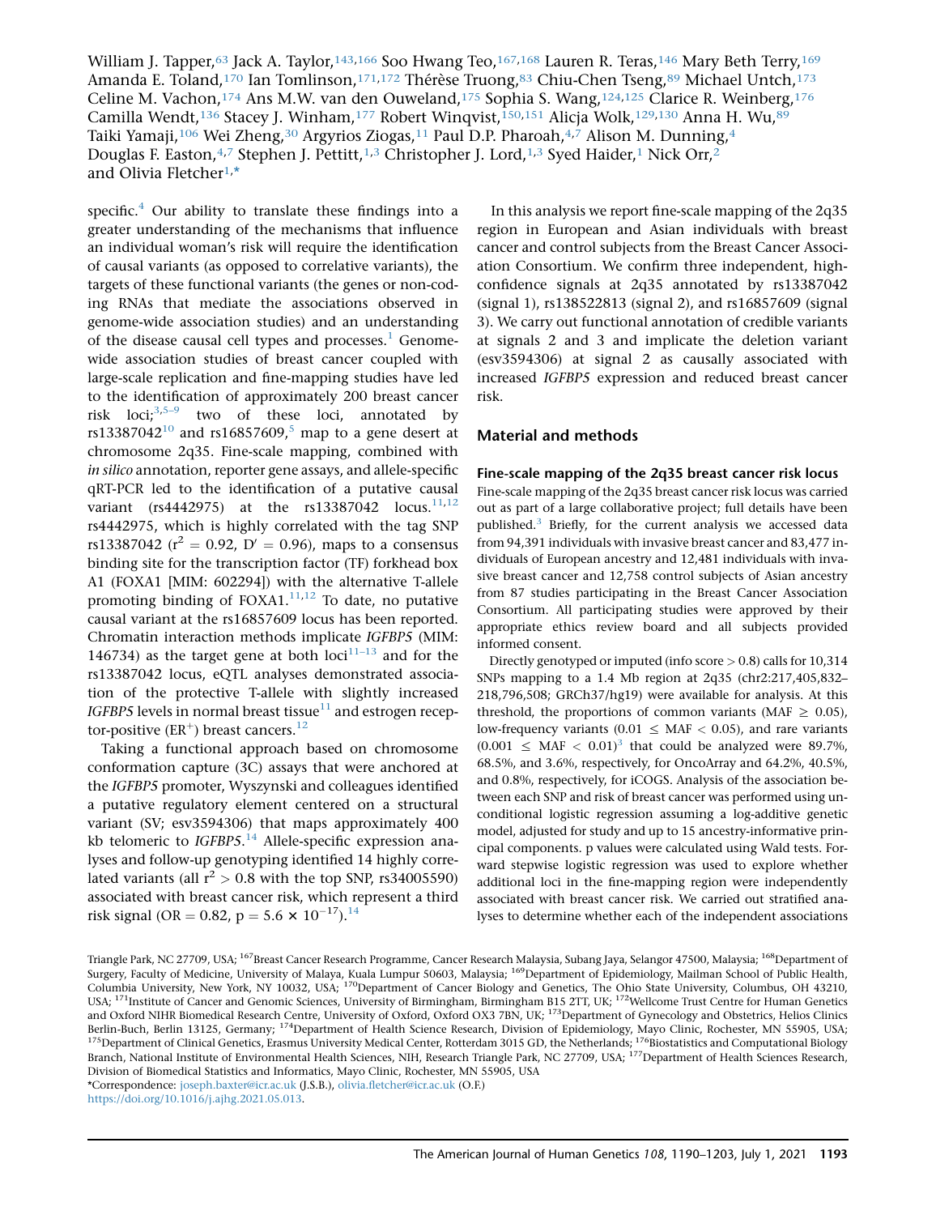William J. Tapper,[63] Jack A. Taylor,[143,166] Soo Hwang Teo,[167,168] Lauren R. Teras,[146] Mary Beth Terry,[169] Amanda E. Toland,[170] Ian Tomlinson,[171,172] Thérèse Truong,[83] Chiu-Chen Tseng,[89] Michael Untch,[173] Celine M. Vachon,[174] Ans M.W. van den Ouweland,[175] Sophia S. Wang,[124,125] Clarice R. Weinberg,[176] Camilla Wendt,[136] Stacey J. Winham,[177] Robert Winqvist,[150,151] Alicja Wolk,[129,130] Anna H. Wu,[89] Taiki Yamaji,[106] Wei Zheng,[30] Argyrios Ziogas,[11] Paul D.P. Pharoah,[4,7] Alison M. Dunning,[4] Douglas F. Easton,[4,7] Stephen J. Pettitt,[1,3] Christopher J. Lord,[1,3] Syed Haider,[1] Nick Orr,[2] and Olivia Fletcher[1,*]

specific.[4] Our ability to translate these findings into a greater understanding of the mechanisms that influence an individual woman's risk will require the identification of causal variants (as opposed to correlative variants), the targets of these functional variants (the genes or non-coding RNAs that mediate the associations observed in genome-wide association studies) and an understanding of the disease causal cell types and processes.[1] Genome-wide association studies of breast cancer coupled with large-scale replication and fine-mapping studies have led to the identification of approximately 200 breast cancer risk loci;[3,5–9] two of these loci, annotated by rs13387042[10] and rs16857609,[5] map to a gene desert at chromosome 2q35. Fine-scale mapping, combined with *in silico* annotation, reporter gene assays, and allele-specific qRT-PCR led to the identification of a putative causal variant (rs4442975) at the rs13387042 locus.[11,12] rs4442975, which is highly correlated with the tag SNP rs13387042 ($r^2 = 0.92$, $D' = 0.96$), maps to a consensus binding site for the transcription factor (TF) forkhead box A1 (FOXA1 [MIM: 602294]) with the alternative T-allele promoting binding of FOXA1.[11,12] To date, no putative causal variant at the rs16857609 locus has been reported. Chromatin interaction methods implicate *IGFBP5* (MIM: 146734) as the target gene at both loci[11–13] and for the rs13387042 locus, eQTL analyses demonstrated association of the protective T-allele with slightly increased *IGFBP5* levels in normal breast tissue[11] and estrogen receptor-positive ($ER^+$) breast cancers.[12]

Taking a functional approach based on chromosome conformation capture (3C) assays that were anchored at the *IGFBP5* promoter, Wyszynski and colleagues identified a putative regulatory element centered on a structural variant (SV; esv3594306) that maps approximately 400 kb telomeric to *IGFBP5*.[14] Allele-specific expression analyses and follow-up genotyping identified 14 highly correlated variants (all $r^2 > 0.8$ with the top SNP, rs34005590) associated with breast cancer risk, which represent a third risk signal (OR = 0.82, $p = 5.6 \times 10^{-17}$).[14]

In this analysis we report fine-scale mapping of the 2q35 region in European and Asian individuals with breast cancer and control subjects from the Breast Cancer Association Consortium. We confirm three independent, high-confidence signals at 2q35 annotated by rs13387042 (signal 1), rs138522813 (signal 2), and rs16857609 (signal 3). We carry out functional annotation of credible variants at signals 2 and 3 and implicate the deletion variant (esv3594306) at signal 2 as causally associated with increased *IGFBP5* expression and reduced breast cancer risk.

## Material and methods

### Fine-scale mapping of the 2q35 breast cancer risk locus

Fine-scale mapping of the 2q35 breast cancer risk locus was carried out as part of a large collaborative project; full details have been published.[3] Briefly, for the current analysis we accessed data from 94,391 individuals with invasive breast cancer and 83,477 individuals of European ancestry and 12,481 individuals with invasive breast cancer and 12,758 control subjects of Asian ancestry from 87 studies participating in the Breast Cancer Association Consortium. All participating studies were approved by their appropriate ethics review board and all subjects provided informed consent.

Directly genotyped or imputed (info score > 0.8) calls for 10,314 SNPs mapping to a 1.4 Mb region at 2q35 (chr2:217,405,832–218,796,508; GRCh37/hg19) were available for analysis. At this threshold, the proportions of common variants (MAF ≥ 0.05), low-frequency variants (0.01 ≤ MAF < 0.05), and rare variants (0.001 ≤ MAF < 0.01)[3] that could be analyzed were 89.7%, 68.5%, and 3.6%, respectively, for OncoArray and 64.2%, 40.5%, and 0.8%, respectively, for iCOGS. Analysis of the association between each SNP and risk of breast cancer was performed using unconditional logistic regression assuming a log-additive genetic model, adjusted for study and up to 15 ancestry-informative principal components. p values were calculated using Wald tests. Forward stepwise logistic regression was used to explore whether additional loci in the fine-mapping region were independently associated with breast cancer risk. We carried out stratified analyses to determine whether each of the independent associations

Triangle Park, NC 27709, USA; [167]Breast Cancer Research Programme, Cancer Research Malaysia, Subang Jaya, Selangor 47500, Malaysia; [168]Department of Surgery, Faculty of Medicine, University of Malaya, Kuala Lumpur 50603, Malaysia; [169]Department of Epidemiology, Mailman School of Public Health, Columbia University, New York, NY 10032, USA; [170]Department of Cancer Biology and Genetics, The Ohio State University, Columbus, OH 43210, USA; [171]Institute of Cancer and Genomic Sciences, University of Birmingham, Birmingham B15 2TT, UK; [172]Wellcome Trust Centre for Human Genetics and Oxford NIHR Biomedical Research Centre, University of Oxford, Oxford OX3 7BN, UK; [173]Department of Gynecology and Obstetrics, Helios Clinics Berlin-Buch, Berlin 13125, Germany; [174]Department of Health Science Research, Division of Epidemiology, Mayo Clinic, Rochester, MN 55905, USA; [175]Department of Clinical Genetics, Erasmus University Medical Center, Rotterdam 3015 GD, the Netherlands; [176]Biostatistics and Computational Biology Branch, National Institute of Environmental Health Sciences, NIH, Research Triangle Park, NC 27709, USA; [177]Department of Health Sciences Research, Division of Biomedical Statistics and Informatics, Mayo Clinic, Rochester, MN 55905, USA

*Correspondence: joseph.baxter@icr.ac.uk (J.S.B.), olivia.fletcher@icr.ac.uk (O.F.)

https://doi.org/10.1016/j.ajhg.2021.05.013.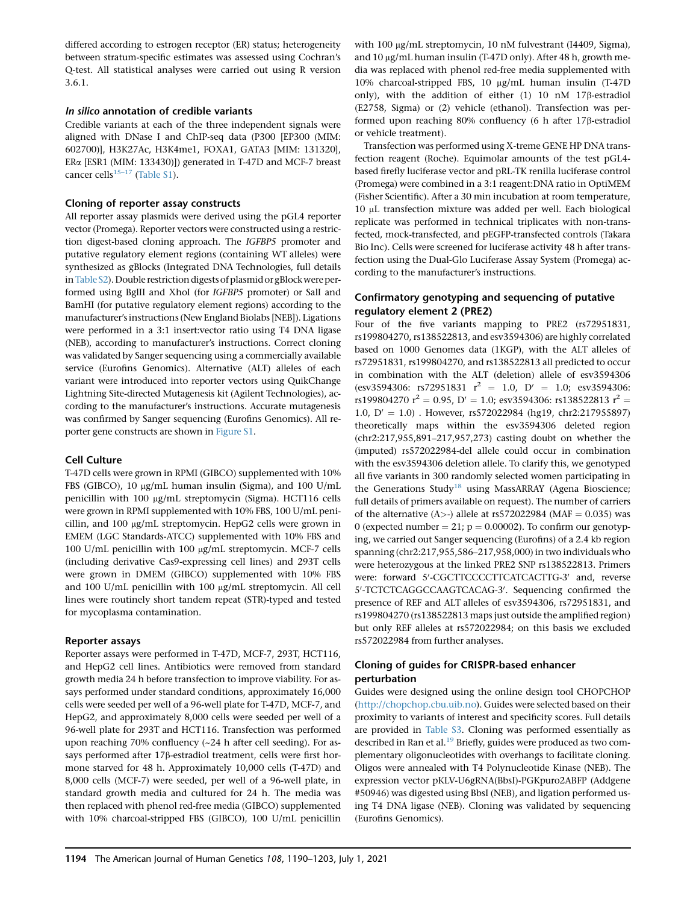differed according to estrogen receptor (ER) status; heterogeneity between stratum-specific estimates was assessed using Cochran's Q-test. All statistical analyses were carried out using R version 3.6.1.

### *In silico* annotation of credible variants

Credible variants at each of the three independent signals were aligned with DNase I and ChIP-seq data (P300 [EP300 (MIM: 602700)], H3K27Ac, H3K4me1, FOXA1, GATA3 [MIM: 131320], ERα [ESR1 (MIM: 133430)]) generated in T-47D and MCF-7 breast cancer cells[15–17] (Table S1).

### Cloning of reporter assay constructs

All reporter assay plasmids were derived using the pGL4 reporter vector (Promega). Reporter vectors were constructed using a restriction digest-based cloning approach. The *IGFBP5* promoter and putative regulatory element regions (containing WT alleles) were synthesized as gBlocks (Integrated DNA Technologies, full details in Table S2). Double restriction digests of plasmid or gBlock were performed using BglII and XhoI (for *IGFBP5* promoter) or SalI and BamHI (for putative regulatory element regions) according to the manufacturer's instructions (New England Biolabs [NEB]). Ligations were performed in a 3:1 insert:vector ratio using T4 DNA ligase (NEB), according to manufacturer's instructions. Correct cloning was validated by Sanger sequencing using a commercially available service (Eurofins Genomics). Alternative (ALT) alleles of each variant were introduced into reporter vectors using QuikChange Lightning Site-directed Mutagenesis kit (Agilent Technologies), according to the manufacturer's instructions. Accurate mutagenesis was confirmed by Sanger sequencing (Eurofins Genomics). All reporter gene constructs are shown in Figure S1.

### Cell Culture

T-47D cells were grown in RPMI (GIBCO) supplemented with 10% FBS (GIBCO), 10 μg/mL human insulin (Sigma), and 100 U/mL penicillin with 100 μg/mL streptomycin (Sigma). HCT116 cells were grown in RPMI supplemented with 10% FBS, 100 U/mL penicillin, and 100 μg/mL streptomycin. HepG2 cells were grown in EMEM (LGC Standards-ATCC) supplemented with 10% FBS and 100 U/mL penicillin with 100 μg/mL streptomycin. MCF-7 cells (including derivative Cas9-expressing cell lines) and 293T cells were grown in DMEM (GIBCO) supplemented with 10% FBS and 100 U/mL penicillin with 100 μg/mL streptomycin. All cell lines were routinely short tandem repeat (STR)-typed and tested for mycoplasma contamination.

### Reporter assays

Reporter assays were performed in T-47D, MCF-7, 293T, HCT116, and HepG2 cell lines. Antibiotics were removed from standard growth media 24 h before transfection to improve viability. For assays performed under standard conditions, approximately 16,000 cells were seeded per well of a 96-well plate for T-47D, MCF-7, and HepG2, and approximately 8,000 cells were seeded per well of a 96-well plate for 293T and HCT116. Transfection was performed upon reaching 70% confluency (~24 h after cell seeding). For assays performed after 17β-estradiol treatment, cells were first hormone starved for 48 h. Approximately 10,000 cells (T-47D) and 8,000 cells (MCF-7) were seeded, per well of a 96-well plate, in standard growth media and cultured for 24 h. The media was then replaced with phenol red-free media (GIBCO) supplemented with 10% charcoal-stripped FBS (GIBCO), 100 U/mL penicillin with 100 μg/mL streptomycin, 10 nM fulvestrant (I4409, Sigma), and 10 μg/mL human insulin (T-47D only). After 48 h, growth media was replaced with phenol red-free media supplemented with 10% charcoal-stripped FBS, 10 μg/mL human insulin (T-47D only), with the addition of either (1) 10 nM 17β-estradiol (E2758, Sigma) or (2) vehicle (ethanol). Transfection was performed upon reaching 80% confluency (6 h after 17β-estradiol or vehicle treatment).

Transfection was performed using X-treme GENE HP DNA transfection reagent (Roche). Equimolar amounts of the test pGL4-based firefly luciferase vector and pRL-TK renilla luciferase control (Promega) were combined in a 3:1 reagent:DNA ratio in OptiMEM (Fisher Scientific). After a 30 min incubation at room temperature, 10 μL transfection mixture was added per well. Each biological replicate was performed in technical triplicates with non-transfected, mock-transfected, and pEGFP-transfected controls (Takara Bio Inc). Cells were screened for luciferase activity 48 h after transfection using the Dual-Glo Luciferase Assay System (Promega) according to the manufacturer's instructions.

### Confirmatory genotyping and sequencing of putative regulatory element 2 (PRE2)

Four of the five variants mapping to PRE2 (rs72951831, rs199804270, rs138522813, and esv3594306) are highly correlated based on 1000 Genomes data (1KGP), with the ALT alleles of rs72951831, rs199804270, and rs138522813 all predicted to occur in combination with the ALT (deletion) allele of esv3594306 (esv3594306: rs72951831 $r^2$ = 1.0, D′ = 1.0; esv3594306: rs199804270 $r^2$ = 0.95, D′ = 1.0; esv3594306: rs138522813 $r^2$ = 1.0, D′ = 1.0) . However, rs572022984 (hg19, chr2:217955897) theoretically maps within the esv3594306 deleted region (chr2:217,955,891–217,957,273) casting doubt on whether the (imputed) rs572022984-del allele could occur in combination with the esv3594306 deletion allele. To clarify this, we genotyped all five variants in 300 randomly selected women participating in the Generations Study[18] using MassARRAY (Agena Bioscience; full details of primers available on request). The number of carriers of the alternative (A>-) allele at rs572022984 (MAF = 0.035) was 0 (expected number = 21; p = 0.00002). To confirm our genotyping, we carried out Sanger sequencing (Eurofins) of a 2.4 kb region spanning (chr2:217,955,586–217,958,000) in two individuals who were heterozygous at the linked PRE2 SNP rs138522813. Primers were: forward 5′-CGCTTCCCCTTCATCACTTG-3′ and, reverse 5′-TCTCTCAGGCCAAGTCACAG-3′. Sequencing confirmed the presence of REF and ALT alleles of esv3594306, rs72951831, and rs199804270 (rs138522813 maps just outside the amplified region) but only REF alleles at rs572022984; on this basis we excluded rs572022984 from further analyses.

### Cloning of guides for CRISPR-based enhancer perturbation

Guides were designed using the online design tool CHOPCHOP (http://chopchop.cbu.uib.no). Guides were selected based on their proximity to variants of interest and specificity scores. Full details are provided in Table S3. Cloning was performed essentially as described in Ran et al.[19] Briefly, guides were produced as two complementary oligonucleotides with overhangs to facilitate cloning. Oligos were annealed with T4 Polynucleotide Kinase (NEB). The expression vector pKLV-U6gRNA(BbsI)-PGKpuro2ABFP (Addgene #50946) was digested using BbsI (NEB), and ligation performed using T4 DNA ligase (NEB). Cloning was validated by sequencing (Eurofins Genomics).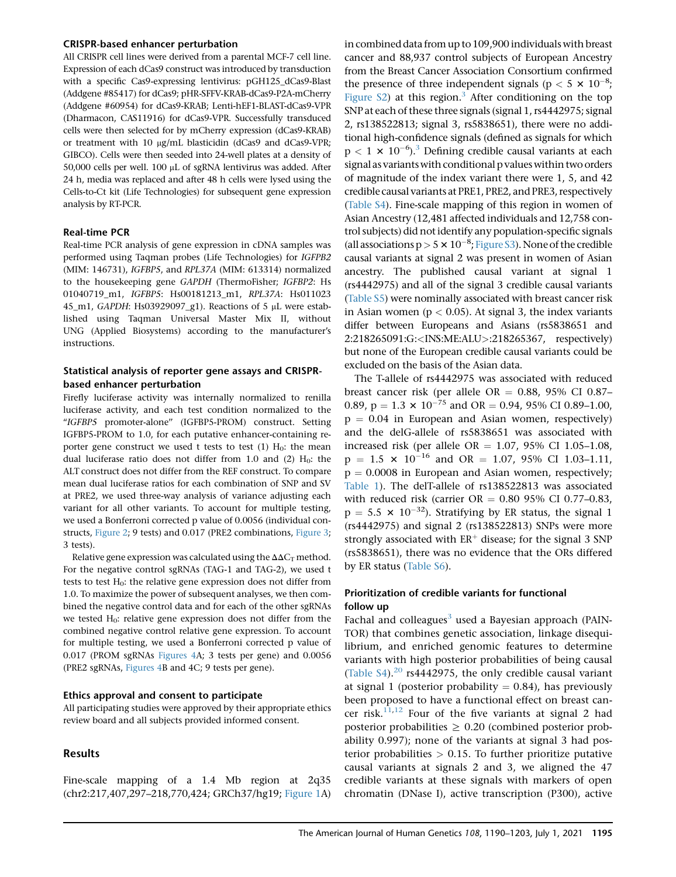### CRISPR-based enhancer perturbation

All CRISPR cell lines were derived from a parental MCF-7 cell line. Expression of each dCas9 construct was introduced by transduction with a specific Cas9-expressing lentivirus: pGH125_dCas9-Blast (Addgene #85417) for dCas9; pHR-SFFV-KRAB-dCas9-P2A-mCherry (Addgene #60954) for dCas9-KRAB; Lenti-hEF1-BLAST-dCas9-VPR (Dharmacon, CAS11916) for dCas9-VPR. Successfully transduced cells were then selected for by mCherry expression (dCas9-KRAB) or treatment with 10 μg/mL blasticidin (dCas9 and dCas9-VPR; GIBCO). Cells were then seeded into 24-well plates at a density of 50,000 cells per well. 100 μL of sgRNA lentivirus was added. After 24 h, media was replaced and after 48 h cells were lysed using the Cells-to-Ct kit (Life Technologies) for subsequent gene expression analysis by RT-PCR.

### Real-time PCR

Real-time PCR analysis of gene expression in cDNA samples was performed using Taqman probes (Life Technologies) for *IGFPB2* (MIM: 146731), *IGFBP5*, and *RPL37A* (MIM: 613314) normalized to the housekeeping gene *GAPDH* (ThermoFisher; *IGFBP2*: Hs 01040719_m1, *IGFBP5*: Hs00181213_m1, *RPL37A*: Hs011023 45_m1, *GAPDH*: Hs03929097_g1). Reactions of 5 μL were established using Taqman Universal Master Mix II, without UNG (Applied Biosystems) according to the manufacturer's instructions.

### Statistical analysis of reporter gene assays and CRISPR-based enhancer perturbation

Firefly luciferase activity was internally normalized to renilla luciferase activity, and each test condition normalized to the "*IGFBP5* promoter-alone" (IGFBP5-PROM) construct. Setting IGFBP5-PROM to 1.0, for each putative enhancer-containing reporter gene construct we used t tests to test (1) $H_0$: the mean dual luciferase ratio does not differ from 1.0 and (2) $H_0$: the ALT construct does not differ from the REF construct. To compare mean dual luciferase ratios for each combination of SNP and SV at PRE2, we used three-way analysis of variance adjusting each variant for all other variants. To account for multiple testing, we used a Bonferroni corrected p value of 0.0056 (individual constructs, Figure 2; 9 tests) and 0.017 (PRE2 combinations, Figure 3; 3 tests).

Relative gene expression was calculated using the $\Delta\Delta C_T$ method. For the negative control sgRNAs (TAG-1 and TAG-2), we used t tests to test $H_0$: the relative gene expression does not differ from 1.0. To maximize the power of subsequent analyses, we then combined the negative control data and for each of the other sgRNAs we tested $H_0$: relative gene expression does not differ from the combined negative control relative gene expression. To account for multiple testing, we used a Bonferroni corrected p value of 0.017 (PROM sgRNAs Figures 4A; 3 tests per gene) and 0.0056 (PRE2 sgRNAs, Figures 4B and 4C; 9 tests per gene).

### Ethics approval and consent to participate

All participating studies were approved by their appropriate ethics review board and all subjects provided informed consent.

## Results

Fine-scale mapping of a 1.4 Mb region at 2q35 (chr2:217,407,297–218,770,424; GRCh37/hg19; Figure 1A) in combined data from up to 109,900 individuals with breast cancer and 88,937 control subjects of European Ancestry from the Breast Cancer Association Consortium confirmed the presence of three independent signals ($p < 5 \times 10^{-8}$; Figure S2) at this region.[3] After conditioning on the top SNP at each of these three signals (signal 1, rs4442975; signal 2, rs138522813; signal 3, rs5838651), there were no additional high-confidence signals (defined as signals for which $p < 1 \times 10^{-6}$).[3] Defining credible causal variants at each signal as variants with conditional p values within two orders of magnitude of the index variant there were 1, 5, and 42 credible causal variants at PRE1, PRE2, and PRE3, respectively (Table S4). Fine-scale mapping of this region in women of Asian Ancestry (12,481 affected individuals and 12,758 control subjects) did not identify any population-specific signals (all associations $p > 5 \times 10^{-8}$; Figure S3). None of the credible causal variants at signal 2 was present in women of Asian ancestry. The published causal variant at signal 1 (rs4442975) and all of the signal 3 credible causal variants (Table S5) were nominally associated with breast cancer risk in Asian women ($p < 0.05$). At signal 3, the index variants differ between Europeans and Asians (rs5838651 and 2:218265091:G:<INS:ME:ALU>:218265367, respectively) but none of the European credible causal variants could be excluded on the basis of the Asian data.

The T-allele of rs4442975 was associated with reduced breast cancer risk (per allele OR = 0.88, 95% CI 0.87–0.89, $p = 1.3 \times 10^{-75}$ and OR = 0.94, 95% CI 0.89–1.00, $p = 0.04$ in European and Asian women, respectively) and the delG-allele of rs5838651 was associated with increased risk (per allele OR = 1.07, 95% CI 1.05–1.08, $p = 1.5 \times 10^{-16}$ and OR = 1.07, 95% CI 1.03–1.11, $p = 0.0008$ in European and Asian women, respectively; Table 1). The delT-allele of rs138522813 was associated with reduced risk (carrier OR = 0.80 95% CI 0.77–0.83, $p = 5.5 \times 10^{-32}$). Stratifying by ER status, the signal 1 (rs4442975) and signal 2 (rs138522813) SNPs were more strongly associated with $ER^+$ disease; for the signal 3 SNP (rs5838651), there was no evidence that the ORs differed by ER status (Table S6).

### Prioritization of credible variants for functional follow up

Fachal and colleagues[3] used a Bayesian approach (PAINTOR) that combines genetic association, linkage disequilibrium, and enriched genomic features to determine variants with high posterior probabilities of being causal (Table S4).[20] rs4442975, the only credible causal variant at signal 1 (posterior probability = 0.84), has previously been proposed to have a functional effect on breast cancer risk.[11,12] Four of the five variants at signal 2 had posterior probabilities ≥ 0.20 (combined posterior probability 0.997); none of the variants at signal 3 had posterior probabilities > 0.15. To further prioritize putative causal variants at signals 2 and 3, we aligned the 47 credible variants at these signals with markers of open chromatin (DNase I), active transcription (P300), active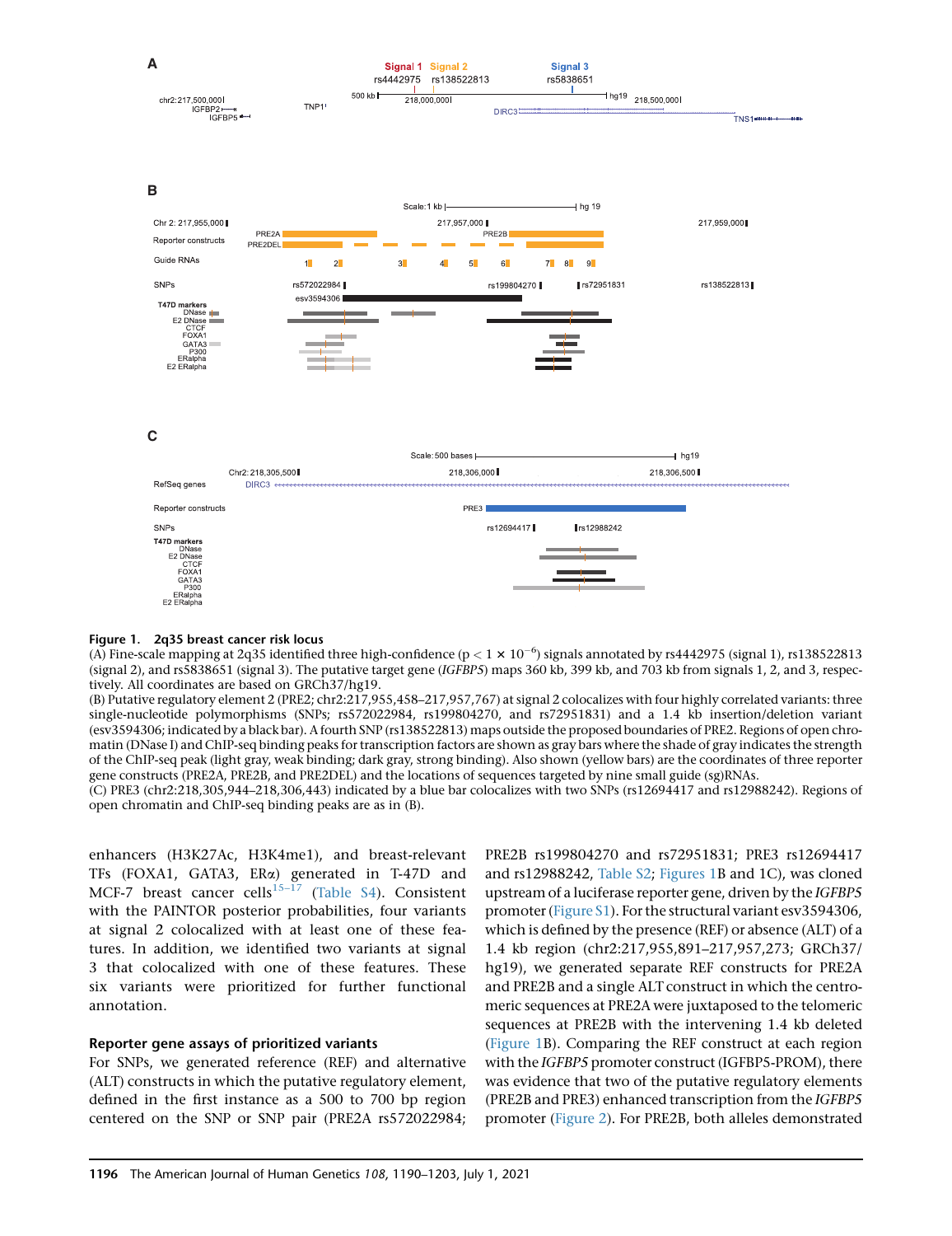**Figure 1. 2q35 breast cancer risk locus**

(A) Fine-scale mapping at 2q35 identified three high-confidence ($p < 1 \times 10^{-6}$) signals annotated by rs4442975 (signal 1), rs138522813 (signal 2), and rs5838651 (signal 3). The putative target gene (*IGFBP5*) maps 360 kb, 399 kb, and 703 kb from signals 1, 2, and 3, respectively. All coordinates are based on GRCh37/hg19.

(B) Putative regulatory element 2 (PRE2; chr2:217,955,458–217,957,767) at signal 2 colocalizes with four highly correlated variants: three single-nucleotide polymorphisms (SNPs; rs572022984, rs199804270, and rs72951831) and a 1.4 kb insertion/deletion variant (esv3594306; indicated by a black bar). A fourth SNP (rs138522813) maps outside the proposed boundaries of PRE2. Regions of open chromatin (DNase I) and ChIP-seq binding peaks for transcription factors are shown as gray bars where the shade of gray indicates the strength of the ChIP-seq peak (light gray, weak binding; dark gray, strong binding). Also shown (yellow bars) are the coordinates of three reporter gene constructs (PRE2A, PRE2B, and PRE2DEL) and the locations of sequences targeted by nine small guide (sg)RNAs.

(C) PRE3 (chr2:218,305,944–218,306,443) indicated by a blue bar colocalizes with two SNPs (rs12694417 and rs12988242). Regions of open chromatin and ChIP-seq binding peaks are as in (B).

enhancers (H3K27Ac, H3K4me1), and breast-relevant TFs (FOXA1, GATA3, ERα) generated in T-47D and MCF-7 breast cancer cells[15–17] (Table S4). Consistent with the PAINTOR posterior probabilities, four variants at signal 2 colocalized with at least one of these features. In addition, we identified two variants at signal 3 that colocalized with one of these features. These six variants were prioritized for further functional annotation.

### Reporter gene assays of prioritized variants

For SNPs, we generated reference (REF) and alternative (ALT) constructs in which the putative regulatory element, defined in the first instance as a 500 to 700 bp region centered on the SNP or SNP pair (PRE2A rs572022984; PRE2B rs199804270 and rs72951831; PRE3 rs12694417 and rs12988242, Table S2; Figures 1B and 1C), was cloned upstream of a luciferase reporter gene, driven by the *IGFBP5* promoter (Figure S1). For the structural variant esv3594306, which is defined by the presence (REF) or absence (ALT) of a 1.4 kb region (chr2:217,955,891–217,957,273; GRCh37/hg19), we generated separate REF constructs for PRE2A and PRE2B and a single ALT construct in which the centromeric sequences at PRE2A were juxtaposed to the telomeric sequences at PRE2B with the intervening 1.4 kb deleted (Figure 1B). Comparing the REF construct at each region with the *IGFBP5* promoter construct (IGFBP5-PROM), there was evidence that two of the putative regulatory elements (PRE2B and PRE3) enhanced transcription from the *IGFBP5* promoter (Figure 2). For PRE2B, both alleles demonstrated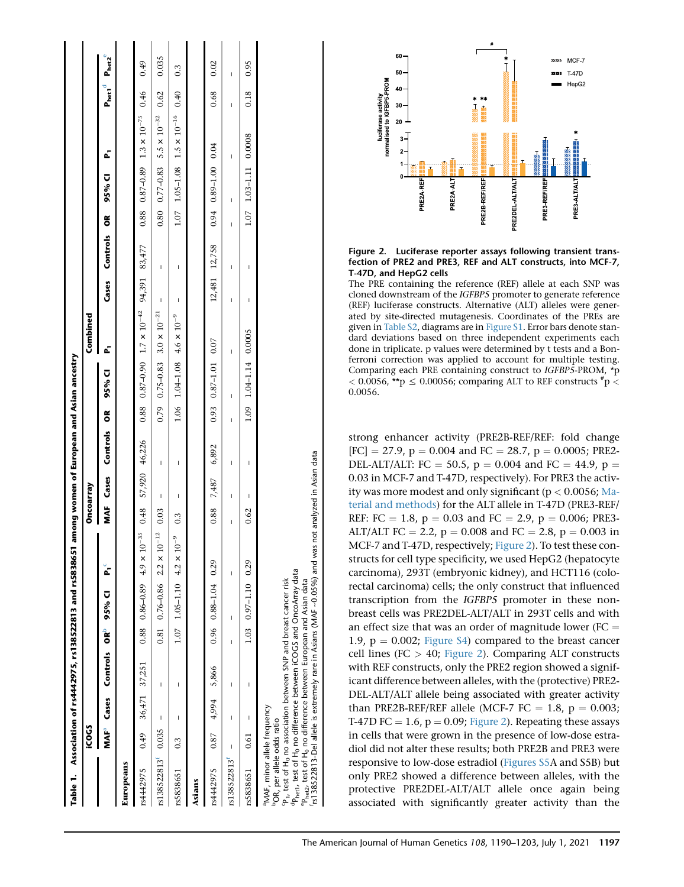**Table 1. Association of rs4442975, rs138522813 and rs5838651 among women of European and Asian ancestry**

| | iCOGS | | | | | | Oncoarray | | | | | | Combined | | | | | | | |
|---|---|---|---|---|---|---|---|---|---|---|---|---|---|---|---|---|---|---|---|---|
| | MAF[a] | Cases | Controls | OR[b] | 95% CI | $P_1$[c] | MAF | Cases | Controls | OR | 95% CI | $P_1$ | Cases | Controls | OR | 95% CI | $P_1$ | $P_{het1}$[d] | $P_{het2}$[e] |
| **Europeans** | | | | | | | | | | | | | | | | | | | |
| rs4442975 | 0.49 | 36,471 | 37,251 | 0.88 | 0.86–0.89 | $4.9 \times 10^{-35}$ | 0.48 | 57,920 | 46,226 | 0.88 | 0.87–0.90 | $1.7 \times 10^{-42}$ | 94,391 | 83,477 | 0.88 | 0.87–0.89 | $1.3 \times 10^{-75}$ | 0.46 | 0.49 |
| rs138522813[f] | 0.035 | – | – | 0.81 | 0.76–0.86 | $2.2 \times 10^{-12}$ | 0.03 | – | – | 0.79 | 0.75–0.83 | $3.0 \times 10^{-21}$ | – | – | 0.80 | 0.77–0.83 | $5.5 \times 10^{-32}$ | 0.62 | 0.035 |
| rs5838651 | 0.3 | – | – | 1.07 | 1.05–1.10 | $4.2 \times 10^{-9}$ | 0.3 | – | – | 1.06 | 1.04–1.08 | $4.6 \times 10^{-9}$ | – | – | 1.07 | 1.05–1.08 | $1.5 \times 10^{-16}$ | 0.40 | 0.3 |
| **Asians** | | | | | | | | | | | | | | | | | | | |
| rs4442975 | 0.87 | 4,994 | 5,866 | 0.96 | 0.88–1.04 | 0.29 | 0.88 | 7,487 | 6,892 | 0.93 | 0.87–1.01 | 0.07 | 12,481 | 12,758 | 0.94 | 0.89–1.00 | 0.04 | 0.68 | 0.02 |
| rs138522813[f] | – | – | – | – | – | – | – | – | – | – | – | – | – | – | – | – | – | – | – |
| rs5838651 | 0.61 | – | – | 1.03 | 0.97–1.10 | 0.29 | 0.62 | – | – | 1.09 | 1.04–1.14 | 0.0005 | – | – | 1.07 | 1.03–1.11 | 0.0008 | 0.18 | 0.95 |

[a]MAF, minor allele frequency
[b]OR, per allele odds ratio
[c]$P_1$, test of $H_0$ no association between SNP and breast cancer risk
[d]$P_{het1}$, test of $H_0$ no difference between iCOGS and OncoArray data
[e]$P_{het2}$, test of $H_0$ no difference between European and Asian data
[f]rs138522813-Del allele is extremely rare in Asians (MAF ~0.05%) and was not analyzed in Asian data

**Figure 2. Luciferase reporter assays following transient transfection of PRE2 and PRE3, REF and ALT constructs, into MCF-7, T-47D, and HepG2 cells**

The PRE containing the reference (REF) allele at each SNP was cloned downstream of the *IGFBP5* promoter to generate reference (REF) luciferase constructs. Alternative (ALT) alleles were generated by site-directed mutagenesis. Coordinates of the PREs are given in Table S2, diagrams are in Figure S1. Error bars denote standard deviations based on three independent experiments each done in triplicate. p values were determined by t tests and a Bonferroni correction was applied to account for multiple testing. Comparing each PRE containing construct to *IGFBP5*-PROM, \*p < 0.0056, \*\*p ≤ 0.00056; comparing ALT to REF constructs #p < 0.0056.

strong enhancer activity (PRE2B-REF/REF: fold change [FC] = 27.9, p = 0.004 and FC = 28.7, p = 0.0005; PRE2-DEL-ALT/ALT: FC = 50.5, p = 0.004 and FC = 44.9, p = 0.03 in MCF-7 and T-47D, respectively). For PRE3 the activity was more modest and only significant (p < 0.0056; Material and methods) for the ALT allele in T-47D (PRE3-REF/REF: FC = 1.8, p = 0.03 and FC = 2.9, p = 0.006; PRE3-ALT/ALT FC = 2.2, p = 0.008 and FC = 2.8, p = 0.003 in MCF-7 and T-47D, respectively; Figure 2). To test these constructs for cell type specificity, we used HepG2 (hepatocyte carcinoma), 293T (embryonic kidney), and HCT116 (colorectal carcinoma) cells; the only construct that influenced transcription from the *IGFBP5* promoter in these non-breast cells was PRE2DEL-ALT/ALT in 293T cells and with an effect size that was an order of magnitude lower (FC = 1.9, p = 0.002; Figure S4) compared to the breast cancer cell lines (FC > 40; Figure 2). Comparing ALT constructs with REF constructs, only the PRE2 region showed a significant difference between alleles, with the (protective) PRE2-DEL-ALT/ALT allele being associated with greater activity than PRE2B-REF/REF allele (MCF-7 FC = 1.8, p = 0.003; T-47D FC = 1.6, p = 0.09; Figure 2). Repeating these assays in cells that were grown in the presence of low-dose estradiol did not alter these results; both PRE2B and PRE3 were responsive to low-dose estradiol (Figures S5A and S5B) but only PRE2 showed a difference between alleles, with the protective PRE2DEL-ALT/ALT allele once again being associated with significantly greater activity than the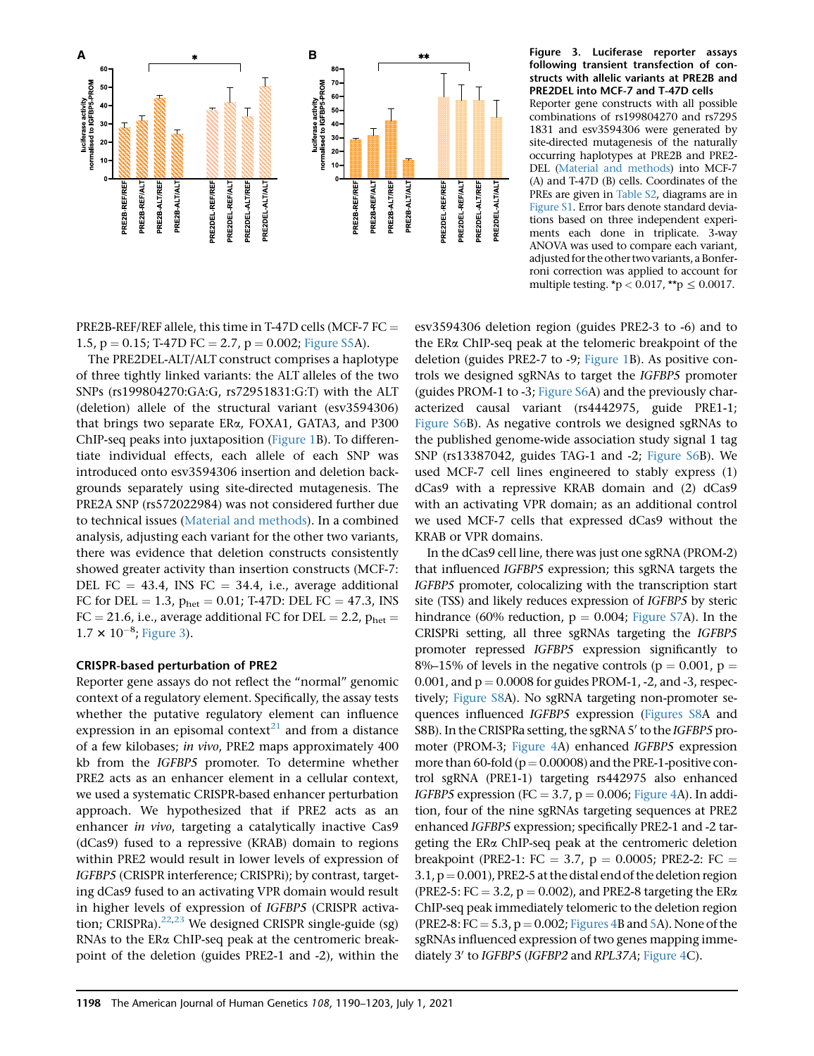**Figure 3. Luciferase reporter assays following transient transfection of constructs with allelic variants at PRE2B and PRE2DEL into MCF-7 and T-47D cells**

Reporter gene constructs with all possible combinations of rs199804270 and rs72951831 and esv3594306 were generated by site-directed mutagenesis of the naturally occurring haplotypes at PRE2B and PRE2-DEL (Material and methods) into MCF-7 (A) and T-47D (B) cells. Coordinates of the PREs are given in Table S2, diagrams are in Figure S1. Error bars denote standard deviations based on three independent experiments each done in triplicate. 3-way ANOVA was used to compare each variant, adjusted for the other two variants, a Bonferroni correction was applied to account for multiple testing. $^{*}p < 0.017$, $^{**}p \leq 0.0017$.

PRE2B-REF/REF allele, this time in T-47D cells (MCF-7 FC = 1.5, p = 0.15; T-47D FC = 2.7, p = 0.002; Figure S5A).

The PRE2DEL-ALT/ALT construct comprises a haplotype of three tightly linked variants: the ALT alleles of the two SNPs (rs199804270:GA:G, rs72951831:G:T) with the ALT (deletion) allele of the structural variant (esv3594306) that brings two separate ERα, FOXA1, GATA3, and P300 ChIP-seq peaks into juxtaposition (Figure 1B). To differentiate individual effects, each allele of each SNP was introduced onto esv3594306 insertion and deletion backgrounds separately using site-directed mutagenesis. The PRE2A SNP (rs572022984) was not considered further due to technical issues (Material and methods). In a combined analysis, adjusting each variant for the other two variants, there was evidence that deletion constructs consistently showed greater activity than insertion constructs (MCF-7: DEL FC = 43.4, INS FC = 34.4, i.e., average additional FC for DEL = 1.3, $p_{het} = 0.01$; T-47D: DEL FC = 47.3, INS FC = 21.6, i.e., average additional FC for DEL = 2.2, $p_{het} = 1.7 \times 10^{-8}$; Figure 3).

### CRISPR-based perturbation of PRE2

Reporter gene assays do not reflect the "normal" genomic context of a regulatory element. Specifically, the assay tests whether the putative regulatory element can influence expression in an episomal context[21] and from a distance of a few kilobases; *in vivo*, PRE2 maps approximately 400 kb from the *IGFBP5* promoter. To determine whether PRE2 acts as an enhancer element in a cellular context, we used a systematic CRISPR-based enhancer perturbation approach. We hypothesized that if PRE2 acts as an enhancer *in vivo*, targeting a catalytically inactive Cas9 (dCas9) fused to a repressive (KRAB) domain to regions within PRE2 would result in lower levels of expression of *IGFBP5* (CRISPR interference; CRISPRi); by contrast, targeting dCas9 fused to an activating VPR domain would result in higher levels of expression of *IGFBP5* (CRISPR activation; CRISPRa).[22,23] We designed CRISPR single-guide (sg) RNAs to the ERα ChIP-seq peak at the centromeric breakpoint of the deletion (guides PRE2-1 and -2), within the esv3594306 deletion region (guides PRE2-3 to -6) and to the ERα ChIP-seq peak at the telomeric breakpoint of the deletion (guides PRE2-7 to -9; Figure 1B). As positive controls we designed sgRNAs to target the *IGFBP5* promoter (guides PROM-1 to -3; Figure S6A) and the previously characterized causal variant (rs4442975, guide PRE1-1; Figure S6B). As negative controls we designed sgRNAs to the published genome-wide association study signal 1 tag SNP (rs13387042, guides TAG-1 and -2; Figure S6B). We used MCF-7 cell lines engineered to stably express (1) dCas9 with a repressive KRAB domain and (2) dCas9 with an activating VPR domain; as an additional control we used MCF-7 cells that expressed dCas9 without the KRAB or VPR domains.

In the dCas9 cell line, there was just one sgRNA (PROM-2) that influenced *IGFBP5* expression; this sgRNA targets the *IGFBP5* promoter, colocalizing with the transcription start site (TSS) and likely reduces expression of *IGFBP5* by steric hindrance (60% reduction, p = 0.004; Figure S7A). In the CRISPRi setting, all three sgRNAs targeting the *IGFBP5* promoter repressed *IGFBP5* expression significantly to 8%–15% of levels in the negative controls (p = 0.001, p = 0.001, and p = 0.0008 for guides PROM-1, -2, and -3, respectively; Figure S8A). No sgRNA targeting non-promoter sequences influenced *IGFBP5* expression (Figures S8A and S8B). In the CRISPRa setting, the sgRNA 5′ to the *IGFBP5* promoter (PROM-3; Figure 4A) enhanced *IGFBP5* expression more than 60-fold (p = 0.00008) and the PRE-1-positive control sgRNA (PRE1-1) targeting rs442975 also enhanced *IGFBP5* expression (FC = 3.7, p = 0.006; Figure 4A). In addition, four of the nine sgRNAs targeting sequences at PRE2 enhanced *IGFBP5* expression; specifically PRE2-1 and -2 targeting the ERα ChIP-seq peak at the centromeric deletion breakpoint (PRE2-1: FC = 3.7, p = 0.0005; PRE2-2: FC = 3.1, p = 0.001), PRE2-5 at the distal end of the deletion region (PRE2-5: FC = 3.2, p = 0.002), and PRE2-8 targeting the ERα ChIP-seq peak immediately telomeric to the deletion region (PRE2-8: FC = 5.3, p = 0.002; Figures 4B and 5A). None of the sgRNAs influenced expression of two genes mapping immediately 3′ to *IGFBP5* (*IGFBP2* and *RPL37A*; Figure 4C).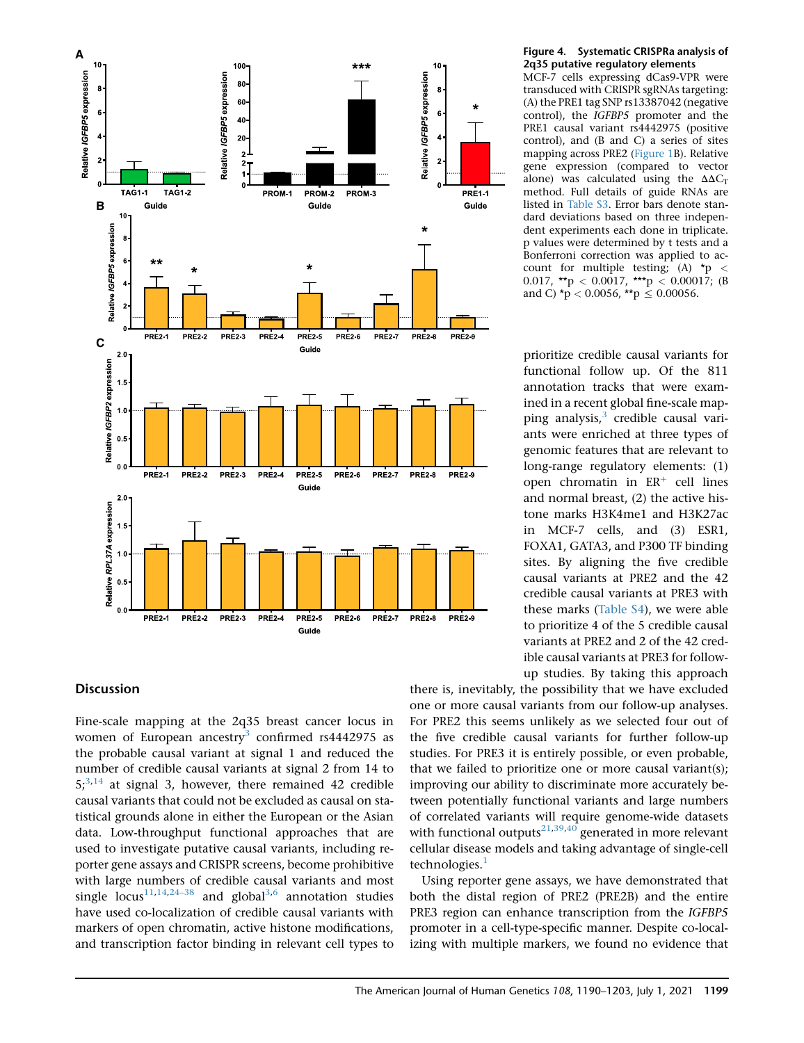**Figure 4. Systematic CRISPRa analysis of 2q35 putative regulatory elements**

MCF-7 cells expressing dCas9-VPR were transduced with CRISPR sgRNAs targeting: (A) the PRE1 tag SNP rs13387042 (negative control), the *IGFBP5* promoter and the PRE1 causal variant rs4442975 (positive control), and (B and C) a series of sites mapping across PRE2 (Figure 1B). Relative gene expression (compared to vector alone) was calculated using the $\Delta\Delta C_T$ method. Full details of guide RNAs are listed in Table S3. Error bars denote standard deviations based on three independent experiments each done in triplicate. p values were determined by t tests and a Bonferroni correction was applied to account for multiple testing; (A) *p < 0.017, **p < 0.0017, ***p < 0.00017; (B and C) *p < 0.0056, **p ≤ 0.00056.

prioritize credible causal variants for functional follow up. Of the 811 annotation tracks that were examined in a recent global fine-scale mapping analysis,[3] credible causal variants were enriched at three types of genomic features that are relevant to long-range regulatory elements: (1) open chromatin in $ER^+$ cell lines and normal breast, (2) the active histone marks H3K4me1 and H3K27ac in MCF-7 cells, and (3) ESR1, FOXA1, GATA3, and P300 TF binding sites. By aligning the five credible causal variants at PRE2 and the 42 credible causal variants at PRE3 with these marks (Table S4), we were able to prioritize 4 of the 5 credible causal variants at PRE2 and 2 of the 42 credible causal variants at PRE3 for follow-up studies. By taking this approach there is, inevitably, the possibility that we have excluded one or more causal variants from our follow-up analyses. For PRE2 this seems unlikely as we selected four out of the five credible causal variants for further follow-up studies. For PRE3 it is entirely possible, or even probable, that we failed to prioritize one or more causal variant(s); improving our ability to discriminate more accurately between potentially functional variants and large numbers of correlated variants will require genome-wide datasets with functional outputs[21,39,40] generated in more relevant cellular disease models and taking advantage of single-cell technologies.[1]

Using reporter gene assays, we have demonstrated that both the distal region of PRE2 (PRE2B) and the entire PRE3 region can enhance transcription from the *IGFBP5* promoter in a cell-type-specific manner. Despite co-localizing with multiple markers, we found no evidence that

## Discussion

Fine-scale mapping at the 2q35 breast cancer locus in women of European ancestry[3] confirmed rs4442975 as the probable causal variant at signal 1 and reduced the number of credible causal variants at signal 2 from 14 to 5;[3,14] at signal 3, however, there remained 42 credible causal variants that could not be excluded as causal on statistical grounds alone in either the European or the Asian data. Low-throughput functional approaches that are used to investigate putative causal variants, including reporter gene assays and CRISPR screens, become prohibitive with large numbers of credible causal variants and most single locus[11,14,24–38] and global[3,6] annotation studies have used co-localization of credible causal variants with markers of open chromatin, active histone modifications, and transcription factor binding in relevant cell types to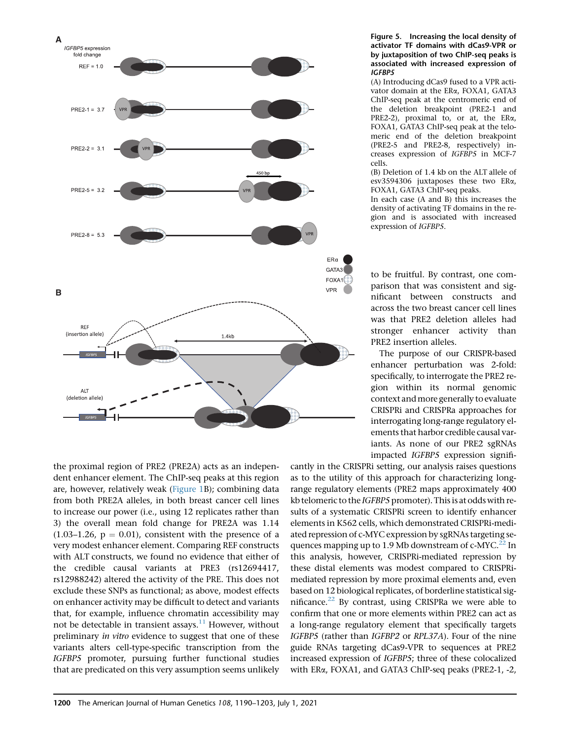**Figure 5. Increasing the local density of activator TF domains with dCas9-VPR or by juxtaposition of two ChIP-seq peaks is associated with increased expression of *IGFBP5***

(A) Introducing dCas9 fused to a VPR activator domain at the ERα, FOXA1, GATA3 ChIP-seq peak at the centromeric end of the deletion breakpoint (PRE2-1 and PRE2-2), proximal to, or at, the ERα, FOXA1, GATA3 ChIP-seq peak at the telomeric end of the deletion breakpoint (PRE2-5 and PRE2-8, respectively) increases expression of *IGFBP5* in MCF-7 cells.

(B) Deletion of 1.4 kb on the ALT allele of esv3594306 juxtaposes these two ERα, FOXA1, GATA3 ChIP-seq peaks.

In each case (A and B) this increases the density of activating TF domains in the region and is associated with increased expression of *IGFBP5*.

the proximal region of PRE2 (PRE2A) acts as an independent enhancer element. The ChIP-seq peaks at this region are, however, relatively weak (Figure 1B); combining data from both PRE2A alleles, in both breast cancer cell lines to increase our power (i.e., using 12 replicates rather than 3) the overall mean fold change for PRE2A was 1.14 (1.03–1.26, $p = 0.01$), consistent with the presence of a very modest enhancer element. Comparing REF constructs with ALT constructs, we found no evidence that either of the credible causal variants at PRE3 (rs12694417, rs12988242) altered the activity of the PRE. This does not exclude these SNPs as functional; as above, modest effects on enhancer activity may be difficult to detect and variants that, for example, influence chromatin accessibility may not be detectable in transient assays.[11] However, without preliminary *in vitro* evidence to suggest that one of these variants alters cell-type-specific transcription from the *IGFBP5* promoter, pursuing further functional studies that are predicated on this very assumption seems unlikely to be fruitful. By contrast, one comparison that was consistent and significant between constructs and across the two breast cancer cell lines was that PRE2 deletion alleles had stronger enhancer activity than PRE2 insertion alleles.

The purpose of our CRISPR-based enhancer perturbation was 2-fold: specifically, to interrogate the PRE2 region within its normal genomic context and more generally to evaluate CRISPRi and CRISPRa approaches for interrogating long-range regulatory elements that harbor credible causal variants. As none of our PRE2 sgRNAs impacted *IGFBP5* expression significantly in the CRISPRi setting, our analysis raises questions as to the utility of this approach for characterizing long-range regulatory elements (PRE2 maps approximately 400 kb telomeric to the *IGFBP5* promoter). This is at odds with results of a systematic CRISPRi screen to identify enhancer elements in K562 cells, which demonstrated CRISPRi-mediated repression of c-MYC expression by sgRNAs targeting sequences mapping up to 1.9 Mb downstream of c-MYC.[22] In this analysis, however, CRISPRi-mediated repression by these distal elements was modest compared to CRISPRi-mediated repression by more proximal elements and, even based on 12 biological replicates, of borderline statistical significance.[22] By contrast, using CRISPRa we were able to confirm that one or more elements within PRE2 can act as a long-range regulatory element that specifically targets *IGFBP5* (rather than *IGFBP2* or *RPL37A*). Four of the nine guide RNAs targeting dCas9-VPR to sequences at PRE2 increased expression of *IGFBP5*; three of these colocalized with ERα, FOXA1, and GATA3 ChIP-seq peaks (PRE2-1, -2,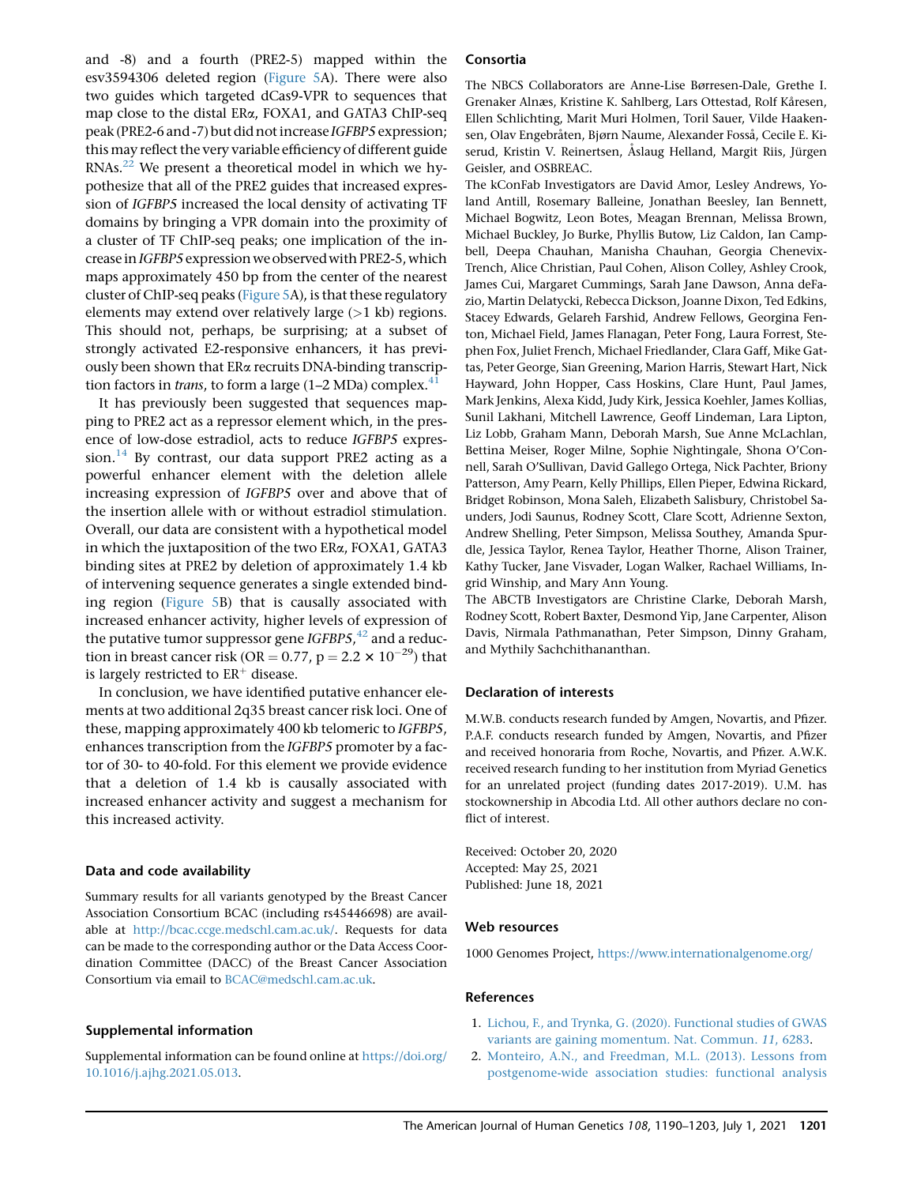and -8) and a fourth (PRE2-5) mapped within the esv3594306 deleted region (Figure 5A). There were also two guides which targeted dCas9-VPR to sequences that map close to the distal ERα, FOXA1, and GATA3 ChIP-seq peak (PRE2-6 and -7) but did not increase *IGFBP5* expression; this may reflect the very variable efficiency of different guide RNAs.[22] We present a theoretical model in which we hypothesize that all of the PRE2 guides that increased expression of *IGFBP5* increased the local density of activating TF domains by bringing a VPR domain into the proximity of a cluster of TF ChIP-seq peaks; one implication of the increase in *IGFBP5* expression we observed with PRE2-5, which maps approximately 450 bp from the center of the nearest cluster of ChIP-seq peaks (Figure 5A), is that these regulatory elements may extend over relatively large (>1 kb) regions. This should not, perhaps, be surprising; at a subset of strongly activated E2-responsive enhancers, it has previously been shown that ERα recruits DNA-binding transcription factors in *trans*, to form a large (1–2 MDa) complex.[41]

It has previously been suggested that sequences mapping to PRE2 act as a repressor element which, in the presence of low-dose estradiol, acts to reduce *IGFBP5* expression.[14] By contrast, our data support PRE2 acting as a powerful enhancer element with the deletion allele increasing expression of *IGFBP5* over and above that of the insertion allele with or without estradiol stimulation. Overall, our data are consistent with a hypothetical model in which the juxtaposition of the two ERα, FOXA1, GATA3 binding sites at PRE2 by deletion of approximately 1.4 kb of intervening sequence generates a single extended binding region (Figure 5B) that is causally associated with increased enhancer activity, higher levels of expression of the putative tumor suppressor gene *IGFBP5*,[42] and a reduction in breast cancer risk (OR = 0.77, $p = 2.2 \times 10^{-29}$) that is largely restricted to $ER^{+}$ disease.

In conclusion, we have identified putative enhancer elements at two additional 2q35 breast cancer risk loci. One of these, mapping approximately 400 kb telomeric to *IGFBP5*, enhances transcription from the *IGFBP5* promoter by a factor of 30- to 40-fold. For this element we provide evidence that a deletion of 1.4 kb is causally associated with increased enhancer activity and suggest a mechanism for this increased activity.

### Data and code availability

Summary results for all variants genotyped by the Breast Cancer Association Consortium BCAC (including rs45446698) are available at http://bcac.ccge.medschl.cam.ac.uk/. Requests for data can be made to the corresponding author or the Data Access Coordination Committee (DACC) of the Breast Cancer Association Consortium via email to BCAC@medschl.cam.ac.uk.

### Supplemental information

Supplemental information can be found online at https://doi.org/10.1016/j.ajhg.2021.05.013.

### Consortia

The NBCS Collaborators are Anne-Lise Børresen-Dale, Grethe I. Grenaker Alnæs, Kristine K. Sahlberg, Lars Ottestad, Rolf Kåresen, Ellen Schlichting, Marit Muri Holmen, Toril Sauer, Vilde Haakensen, Olav Engebråten, Bjørn Naume, Alexander Fosså, Cecile E. Kiserud, Kristin V. Reinertsen, Åslaug Helland, Margit Riis, Jürgen Geisler, and OSBREAC.

The kConFab Investigators are David Amor, Lesley Andrews, Yoland Antill, Rosemary Balleine, Jonathan Beesley, Ian Bennett, Michael Bogwitz, Leon Botes, Meagan Brennan, Melissa Brown, Michael Buckley, Jo Burke, Phyllis Butow, Liz Caldon, Ian Campbell, Deepa Chauhan, Manisha Chauhan, Georgia Chenevix-Trench, Alice Christian, Paul Cohen, Alison Colley, Ashley Crook, James Cui, Margaret Cummings, Sarah Jane Dawson, Anna deFazio, Martin Delatycki, Rebecca Dickson, Joanne Dixon, Ted Edkins, Stacey Edwards, Gelareh Farshid, Andrew Fellows, Georgina Fenton, Michael Field, James Flanagan, Peter Fong, Laura Forrest, Stephen Fox, Juliet French, Michael Friedlander, Clara Gaff, Mike Gattas, Peter George, Sian Greening, Marion Harris, Stewart Hart, Nick Hayward, John Hopper, Cass Hoskins, Clare Hunt, Paul James, Mark Jenkins, Alexa Kidd, Judy Kirk, Jessica Koehler, James Kollias, Sunil Lakhani, Mitchell Lawrence, Geoff Lindeman, Lara Lipton, Liz Lobb, Graham Mann, Deborah Marsh, Sue Anne McLachlan, Bettina Meiser, Roger Milne, Sophie Nightingale, Shona O'Connell, Sarah O'Sullivan, David Gallego Ortega, Nick Pachter, Briony Patterson, Amy Pearn, Kelly Phillips, Ellen Pieper, Edwina Rickard, Bridget Robinson, Mona Saleh, Elizabeth Salisbury, Christobel Saunders, Jodi Saunus, Rodney Scott, Clare Scott, Adrienne Sexton, Andrew Shelling, Peter Simpson, Melissa Southey, Amanda Spurdle, Jessica Taylor, Renea Taylor, Heather Thorne, Alison Trainer, Kathy Tucker, Jane Visvader, Logan Walker, Rachael Williams, Ingrid Winship, and Mary Ann Young.

The ABCTB Investigators are Christine Clarke, Deborah Marsh, Rodney Scott, Robert Baxter, Desmond Yip, Jane Carpenter, Alison Davis, Nirmala Pathmanathan, Peter Simpson, Dinny Graham, and Mythily Sachchithananthan.

### Declaration of interests

M.W.B. conducts research funded by Amgen, Novartis, and Pfizer. P.A.F. conducts research funded by Amgen, Novartis, and Pfizer and received honoraria from Roche, Novartis, and Pfizer. A.W.K. received research funding to her institution from Myriad Genetics for an unrelated project (funding dates 2017-2019). U.M. has stockownership in Abcodia Ltd. All other authors declare no conflict of interest.

Received: October 20, 2020
Accepted: May 25, 2021
Published: June 18, 2021

### Web resources

1000 Genomes Project, https://www.internationalgenome.org/

### References

1. Lichou, F., and Trynka, G. (2020). Functional studies of GWAS variants are gaining momentum. Nat. Commun. *11*, 6283.
2. Monteiro, A.N., and Freedman, M.L. (2013). Lessons from postgenome-wide association studies: functional analysis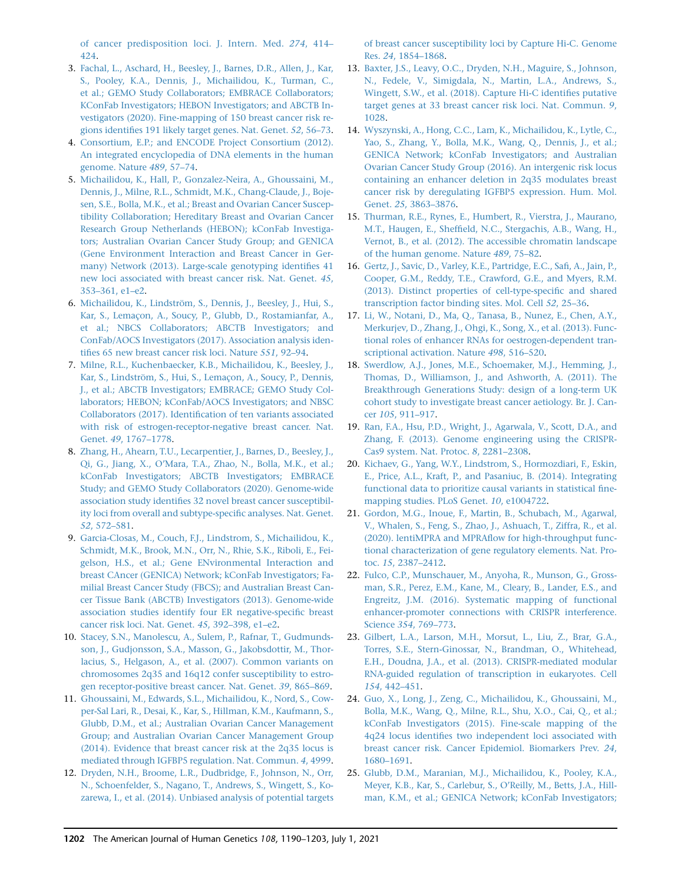of cancer predisposition loci. J. Intern. Med. *274*, 414–424.

3. Fachal, L., Aschard, H., Beesley, J., Barnes, D.R., Allen, J., Kar, S., Pooley, K.A., Dennis, J., Michailidou, K., Turman, C., et al.; GEMO Study Collaborators; EMBRACE Collaborators; KConFab Investigators; HEBON Investigators; and ABCTB Investigators (2020). Fine-mapping of 150 breast cancer risk regions identifies 191 likely target genes. Nat. Genet. *52*, 56–73.
4. Consortium, E.P.; and ENCODE Project Consortium (2012). An integrated encyclopedia of DNA elements in the human genome. Nature *489*, 57–74.
5. Michailidou, K., Hall, P., Gonzalez-Neira, A., Ghoussaini, M., Dennis, J., Milne, R.L., Schmidt, M.K., Chang-Claude, J., Bojesen, S.E., Bolla, M.K., et al.; Breast and Ovarian Cancer Susceptibility Collaboration; Hereditary Breast and Ovarian Cancer Research Group Netherlands (HEBON); kConFab Investigators; Australian Ovarian Cancer Study Group; and GENICA (Gene Environment Interaction and Breast Cancer in Germany) Network (2013). Large-scale genotyping identifies 41 new loci associated with breast cancer risk. Nat. Genet. *45*, 353–361, e1–e2.
6. Michailidou, K., Lindström, S., Dennis, J., Beesley, J., Hui, S., Kar, S., Lemaçon, A., Soucy, P., Glubb, D., Rostamianfar, A., et al.; NBCS Collaborators; ABCTB Investigators; and ConFab/AOCS Investigators (2017). Association analysis identifies 65 new breast cancer risk loci. Nature *551*, 92–94.
7. Milne, R.L., Kuchenbaecker, K.B., Michailidou, K., Beesley, J., Kar, S., Lindström, S., Hui, S., Lemaçon, A., Soucy, P., Dennis, J., et al.; ABCTB Investigators; EMBRACE; GEMO Study Collaborators; HEBON; kConFab/AOCS Investigators; and NBSC Collaborators (2017). Identification of ten variants associated with risk of estrogen-receptor-negative breast cancer. Nat. Genet. *49*, 1767–1778.
8. Zhang, H., Ahearn, T.U., Lecarpentier, J., Barnes, D., Beesley, J., Qi, G., Jiang, X., O'Mara, T.A., Zhao, N., Bolla, M.K., et al.; kConFab Investigators; ABCTB Investigators; EMBRACE Study; and GEMO Study Collaborators (2020). Genome-wide association study identifies 32 novel breast cancer susceptibility loci from overall and subtype-specific analyses. Nat. Genet. *52*, 572–581.
9. Garcia-Closas, M., Couch, F.J., Lindstrom, S., Michailidou, K., Schmidt, M.K., Brook, M.N., Orr, N., Rhie, S.K., Riboli, E., Feigelson, H.S., et al.; Gene ENvironmental Interaction and breast CAncer (GENICA) Network; kConFab Investigators; Familial Breast Cancer Study (FBCS); and Australian Breast Cancer Tissue Bank (ABCTB) Investigators (2013). Genome-wide association studies identify four ER negative-specific breast cancer risk loci. Nat. Genet. *45*, 392–398, e1–e2.
10. Stacey, S.N., Manolescu, A., Sulem, P., Rafnar, T., Gudmundsson, J., Gudjonsson, S.A., Masson, G., Jakobsdottir, M., Thorlacius, S., Helgason, A., et al. (2007). Common variants on chromosomes 2q35 and 16q12 confer susceptibility to estrogen receptor-positive breast cancer. Nat. Genet. *39*, 865–869.
11. Ghoussaini, M., Edwards, S.L., Michailidou, K., Nord, S., Cowper-Sal Lari, R., Desai, K., Kar, S., Hillman, K.M., Kaufmann, S., Glubb, D.M., et al.; Australian Ovarian Cancer Management Group; and Australian Ovarian Cancer Management Group (2014). Evidence that breast cancer risk at the 2q35 locus is mediated through IGFBP5 regulation. Nat. Commun. *4*, 4999.
12. Dryden, N.H., Broome, L.R., Dudbridge, F., Johnson, N., Orr, N., Schoenfelder, S., Nagano, T., Andrews, S., Wingett, S., Kozarewa, I., et al. (2014). Unbiased analysis of potential targets of breast cancer susceptibility loci by Capture Hi-C. Genome Res. *24*, 1854–1868.
13. Baxter, J.S., Leavy, O.C., Dryden, N.H., Maguire, S., Johnson, N., Fedele, V., Simigdala, N., Martin, L.A., Andrews, S., Wingett, S.W., et al. (2018). Capture Hi-C identifies putative target genes at 33 breast cancer risk loci. Nat. Commun. *9*, 1028.
14. Wyszynski, A., Hong, C.C., Lam, K., Michailidou, K., Lytle, C., Yao, S., Zhang, Y., Bolla, M.K., Wang, Q., Dennis, J., et al.; GENICA Network; kConFab Investigators; and Australian Ovarian Cancer Study Group (2016). An intergenic risk locus containing an enhancer deletion in 2q35 modulates breast cancer risk by deregulating IGFBP5 expression. Hum. Mol. Genet. *25*, 3863–3876.
15. Thurman, R.E., Rynes, E., Humbert, R., Vierstra, J., Maurano, M.T., Haugen, E., Sheffield, N.C., Stergachis, A.B., Wang, H., Vernot, B., et al. (2012). The accessible chromatin landscape of the human genome. Nature *489*, 75–82.
16. Gertz, J., Savic, D., Varley, K.E., Partridge, E.C., Safi, A., Jain, P., Cooper, G.M., Reddy, T.E., Crawford, G.E., and Myers, R.M. (2013). Distinct properties of cell-type-specific and shared transcription factor binding sites. Mol. Cell *52*, 25–36.
17. Li, W., Notani, D., Ma, Q., Tanasa, B., Nunez, E., Chen, A.Y., Merkurjev, D., Zhang, J., Ohgi, K., Song, X., et al. (2013). Functional roles of enhancer RNAs for oestrogen-dependent transcriptional activation. Nature *498*, 516–520.
18. Swerdlow, A.J., Jones, M.E., Schoemaker, M.J., Hemming, J., Thomas, D., Williamson, J., and Ashworth, A. (2011). The Breakthrough Generations Study: design of a long-term UK cohort study to investigate breast cancer aetiology. Br. J. Cancer *105*, 911–917.
19. Ran, F.A., Hsu, P.D., Wright, J., Agarwala, V., Scott, D.A., and Zhang, F. (2013). Genome engineering using the CRISPR-Cas9 system. Nat. Protoc. *8*, 2281–2308.
20. Kichaev, G., Yang, W.Y., Lindstrom, S., Hormozdiari, F., Eskin, E., Price, A.L., Kraft, P., and Pasaniuc, B. (2014). Integrating functional data to prioritize causal variants in statistical fine-mapping studies. PLoS Genet. *10*, e1004722.
21. Gordon, M.G., Inoue, F., Martin, B., Schubach, M., Agarwal, V., Whalen, S., Feng, S., Zhao, J., Ashuach, T., Ziffra, R., et al. (2020). lentiMPRA and MPRAflow for high-throughput functional characterization of gene regulatory elements. Nat. Protoc. *15*, 2387–2412.
22. Fulco, C.P., Munschauer, M., Anyoha, R., Munson, G., Grossman, S.R., Perez, E.M., Kane, M., Cleary, B., Lander, E.S., and Engreitz, J.M. (2016). Systematic mapping of functional enhancer-promoter connections with CRISPR interference. Science *354*, 769–773.
23. Gilbert, L.A., Larson, M.H., Morsut, L., Liu, Z., Brar, G.A., Torres, S.E., Stern-Ginossar, N., Brandman, O., Whitehead, E.H., Doudna, J.A., et al. (2013). CRISPR-mediated modular RNA-guided regulation of transcription in eukaryotes. Cell *154*, 442–451.
24. Guo, X., Long, J., Zeng, C., Michailidou, K., Ghoussaini, M., Bolla, M.K., Wang, Q., Milne, R.L., Shu, X.O., Cai, Q., et al.; kConFab Investigators (2015). Fine-scale mapping of the 4q24 locus identifies two independent loci associated with breast cancer risk. Cancer Epidemiol. Biomarkers Prev. *24*, 1680–1691.
25. Glubb, D.M., Maranian, M.J., Michailidou, K., Pooley, K.A., Meyer, K.B., Kar, S., Carlebur, S., O'Reilly, M., Betts, J.A., Hillman, K.M., et al.; GENICA Network; kConFab Investigators;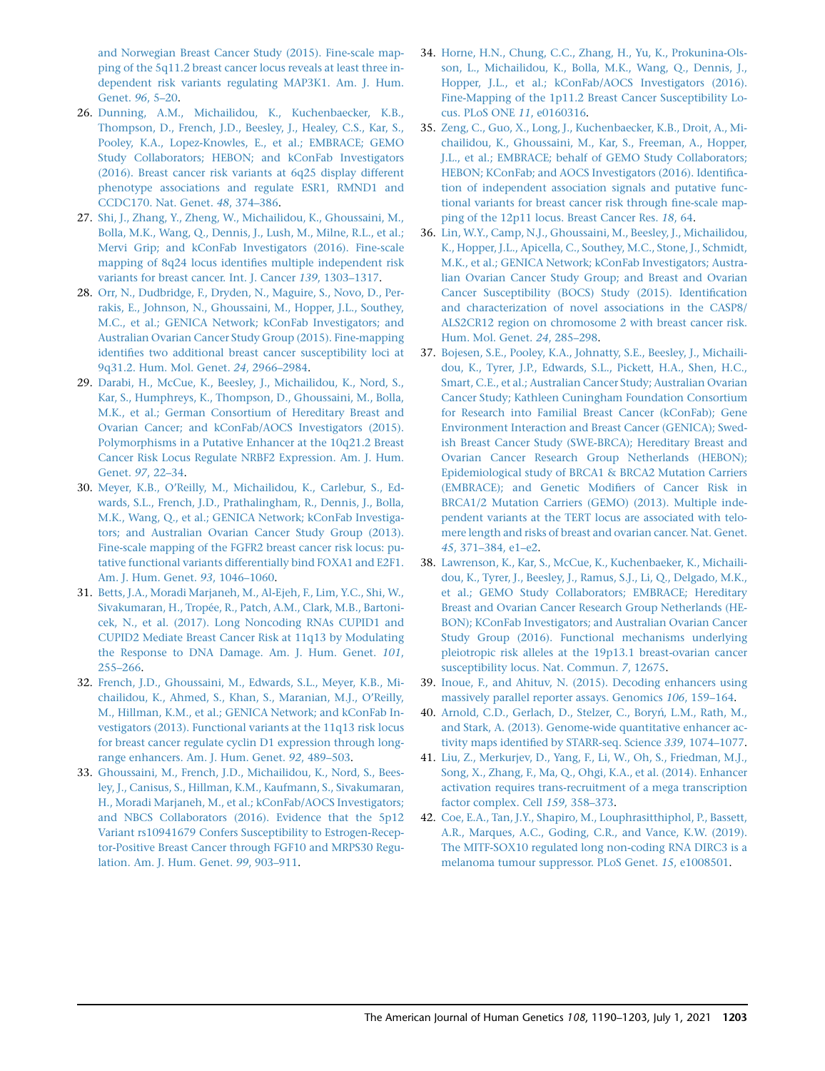and Norwegian Breast Cancer Study (2015). Fine-scale mapping of the 5q11.2 breast cancer locus reveals at least three independent risk variants regulating MAP3K1. Am. J. Hum. Genet. *96*, 5–20.

26. Dunning, A.M., Michailidou, K., Kuchenbaecker, K.B., Thompson, D., French, J.D., Beesley, J., Healey, C.S., Kar, S., Pooley, K.A., Lopez-Knowles, E., et al.; EMBRACE; GEMO Study Collaborators; HEBON; and kConFab Investigators (2016). Breast cancer risk variants at 6q25 display different phenotype associations and regulate ESR1, RMND1 and CCDC170. Nat. Genet. *48*, 374–386.
27. Shi, J., Zhang, Y., Zheng, W., Michailidou, K., Ghoussaini, M., Bolla, M.K., Wang, Q., Dennis, J., Lush, M., Milne, R.L., et al.; Mervi Grip; and kConFab Investigators (2016). Fine-scale mapping of 8q24 locus identifies multiple independent risk variants for breast cancer. Int. J. Cancer *139*, 1303–1317.
28. Orr, N., Dudbridge, F., Dryden, N., Maguire, S., Novo, D., Perrakis, E., Johnson, N., Ghoussaini, M., Hopper, J.L., Southey, M.C., et al.; GENICA Network; kConFab Investigators; and Australian Ovarian Cancer Study Group (2015). Fine-mapping identifies two additional breast cancer susceptibility loci at 9q31.2. Hum. Mol. Genet. *24*, 2966–2984.
29. Darabi, H., McCue, K., Beesley, J., Michailidou, K., Nord, S., Kar, S., Humphreys, K., Thompson, D., Ghoussaini, M., Bolla, M.K., et al.; German Consortium of Hereditary Breast and Ovarian Cancer; and kConFab/AOCS Investigators (2015). Polymorphisms in a Putative Enhancer at the 10q21.2 Breast Cancer Risk Locus Regulate NRBF2 Expression. Am. J. Hum. Genet. *97*, 22–34.
30. Meyer, K.B., O'Reilly, M., Michailidou, K., Carlebur, S., Edwards, S.L., French, J.D., Prathalingham, R., Dennis, J., Bolla, M.K., Wang, Q., et al.; GENICA Network; kConFab Investigators; and Australian Ovarian Cancer Study Group (2013). Fine-scale mapping of the FGFR2 breast cancer risk locus: putative functional variants differentially bind FOXA1 and E2F1. Am. J. Hum. Genet. *93*, 1046–1060.
31. Betts, J.A., Moradi Marjaneh, M., Al-Ejeh, F., Lim, Y.C., Shi, W., Sivakumaran, H., Tropée, R., Patch, A.M., Clark, M.B., Bartonicek, N., et al. (2017). Long Noncoding RNAs CUPID1 and CUPID2 Mediate Breast Cancer Risk at 11q13 by Modulating the Response to DNA Damage. Am. J. Hum. Genet. *101*, 255–266.
32. French, J.D., Ghoussaini, M., Edwards, S.L., Meyer, K.B., Michailidou, K., Ahmed, S., Khan, S., Maranian, M.J., O'Reilly, M., Hillman, K.M., et al.; GENICA Network; and kConFab Investigators (2013). Functional variants at the 11q13 risk locus for breast cancer regulate cyclin D1 expression through long-range enhancers. Am. J. Hum. Genet. *92*, 489–503.
33. Ghoussaini, M., French, J.D., Michailidou, K., Nord, S., Beesley, J., Canisus, S., Hillman, K.M., Kaufmann, S., Sivakumaran, H., Moradi Marjaneh, M., et al.; kConFab/AOCS Investigators; and NBCS Collaborators (2016). Evidence that the 5p12 Variant rs10941679 Confers Susceptibility to Estrogen-Receptor-Positive Breast Cancer through FGF10 and MRPS30 Regulation. Am. J. Hum. Genet. *99*, 903–911.
34. Horne, H.N., Chung, C.C., Zhang, H., Yu, K., Prokunina-Olsson, L., Michailidou, K., Bolla, M.K., Wang, Q., Dennis, J., Hopper, J.L., et al.; kConFab/AOCS Investigators (2016). Fine-Mapping of the 1p11.2 Breast Cancer Susceptibility Locus. PLoS ONE *11*, e0160316.
35. Zeng, C., Guo, X., Long, J., Kuchenbaecker, K.B., Droit, A., Michailidou, K., Ghoussaini, M., Kar, S., Freeman, A., Hopper, J.L., et al.; EMBRACE; behalf of GEMO Study Collaborators; HEBON; KConFab; and AOCS Investigators (2016). Identification of independent association signals and putative functional variants for breast cancer risk through fine-scale mapping of the 12p11 locus. Breast Cancer Res. *18*, 64.
36. Lin, W.Y., Camp, N.J., Ghoussaini, M., Beesley, J., Michailidou, K., Hopper, J.L., Apicella, C., Southey, M.C., Stone, J., Schmidt, M.K., et al.; GENICA Network; kConFab Investigators; Australian Ovarian Cancer Study Group; and Breast and Ovarian Cancer Susceptibility (BOCS) Study (2015). Identification and characterization of novel associations in the CASP8/ALS2CR12 region on chromosome 2 with breast cancer risk. Hum. Mol. Genet. *24*, 285–298.
37. Bojesen, S.E., Pooley, K.A., Johnatty, S.E., Beesley, J., Michailidou, K., Tyrer, J.P., Edwards, S.L., Pickett, H.A., Shen, H.C., Smart, C.E., et al.; Australian Cancer Study; Australian Ovarian Cancer Study; Kathleen Cuningham Foundation Consortium for Research into Familial Breast Cancer (kConFab); Gene Environment Interaction and Breast Cancer (GENICA); Swedish Breast Cancer Study (SWE-BRCA); Hereditary Breast and Ovarian Cancer Research Group Netherlands (HEBON); Epidemiological study of BRCA1 & BRCA2 Mutation Carriers (EMBRACE); and Genetic Modifiers of Cancer Risk in BRCA1/2 Mutation Carriers (GEMO) (2013). Multiple independent variants at the TERT locus are associated with telomere length and risks of breast and ovarian cancer. Nat. Genet. *45*, 371–384, e1–e2.
38. Lawrenson, K., Kar, S., McCue, K., Kuchenbaeker, K., Michailidou, K., Tyrer, J., Beesley, J., Ramus, S.J., Li, Q., Delgado, M.K., et al.; GEMO Study Collaborators; EMBRACE; Hereditary Breast and Ovarian Cancer Research Group Netherlands (HEBON); KConFab Investigators; and Australian Ovarian Cancer Study Group (2016). Functional mechanisms underlying pleiotropic risk alleles at the 19p13.1 breast-ovarian cancer susceptibility locus. Nat. Commun. *7*, 12675.
39. Inoue, F., and Ahituv, N. (2015). Decoding enhancers using massively parallel reporter assays. Genomics *106*, 159–164.
40. Arnold, C.D., Gerlach, D., Stelzer, C., Boryń, L.M., Rath, M., and Stark, A. (2013). Genome-wide quantitative enhancer activity maps identified by STARR-seq. Science *339*, 1074–1077.
41. Liu, Z., Merkurjev, D., Yang, F., Li, W., Oh, S., Friedman, M.J., Song, X., Zhang, F., Ma, Q., Ohgi, K.A., et al. (2014). Enhancer activation requires trans-recruitment of a mega transcription factor complex. Cell *159*, 358–373.
42. Coe, E.A., Tan, J.Y., Shapiro, M., Louphrasitthiphol, P., Bassett, A.R., Marques, A.C., Goding, C.R., and Vance, K.W. (2019). The MITF-SOX10 regulated long non-coding RNA DIRC3 is a melanoma tumour suppressor. PLoS Genet. *15*, e1008501.